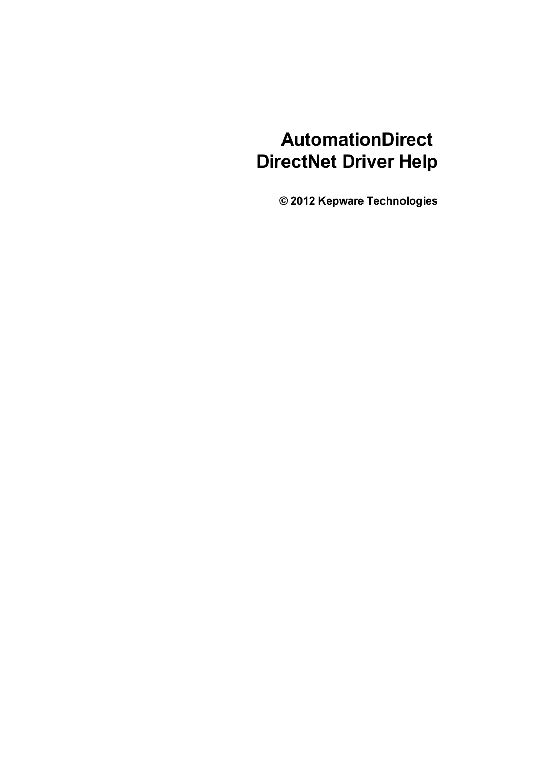# AutomationDirect DirectNet Driver Help

**© 2012 Kepware Technologies**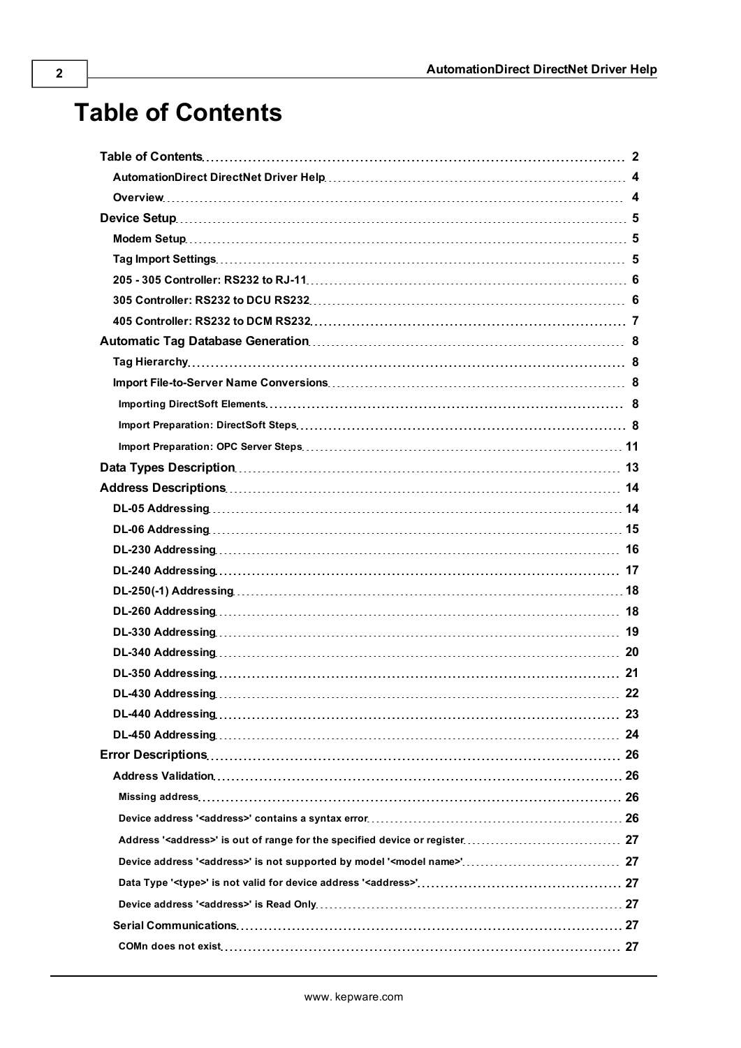# Table of Contents

| | |
|---|---|
| **Table of Contents** | **2** |
| **AutomationDirect DirectNet Driver Help** | **4** |
| **Overview** | **4** |
| **Device Setup** | **5** |
| **Modem Setup** | **5** |
| **Tag Import Settings** | **5** |
| **205 - 305 Controller: RS232 to RJ-11** | **6** |
| **305 Controller: RS232 to DCU RS232** | **6** |
| **405 Controller: RS232 to DCM RS232** | **7** |
| **Automatic Tag Database Generation** | **8** |
| **Tag Hierarchy** | **8** |
| **Import File-to-Server Name Conversions** | **8** |
| **Importing DirectSoft Elements** | **8** |
| **Import Preparation: DirectSoft Steps** | **8** |
| **Import Preparation: OPC Server Steps** | **11** |
| **Data Types Description** | **13** |
| **Address Descriptions** | **14** |
| **DL-05 Addressing** | **14** |
| **DL-06 Addressing** | **15** |
| **DL-230 Addressing** | **16** |
| **DL-240 Addressing** | **17** |
| **DL-250(-1) Addressing** | **18** |
| **DL-260 Addressing** | **18** |
| **DL-330 Addressing** | **19** |
| **DL-340 Addressing** | **20** |
| **DL-350 Addressing** | **21** |
| **DL-430 Addressing** | **22** |
| **DL-440 Addressing** | **23** |
| **DL-450 Addressing** | **24** |
| **Error Descriptions** | **26** |
| **Address Validation** | **26** |
| **Missing address** | **26** |
| **Device address '<address>' contains a syntax error** | **26** |
| **Address '<address>' is out of range for the specified device or register** | **27** |
| **Device address '<address>' is not supported by model '<model name>'** | **27** |
| **Data Type '<type>' is not valid for device address '<address>'** | **27** |
| **Device address '<address>' is Read Only** | **27** |
| **Serial Communications** | **27** |
| **COMn does not exist** | **27** |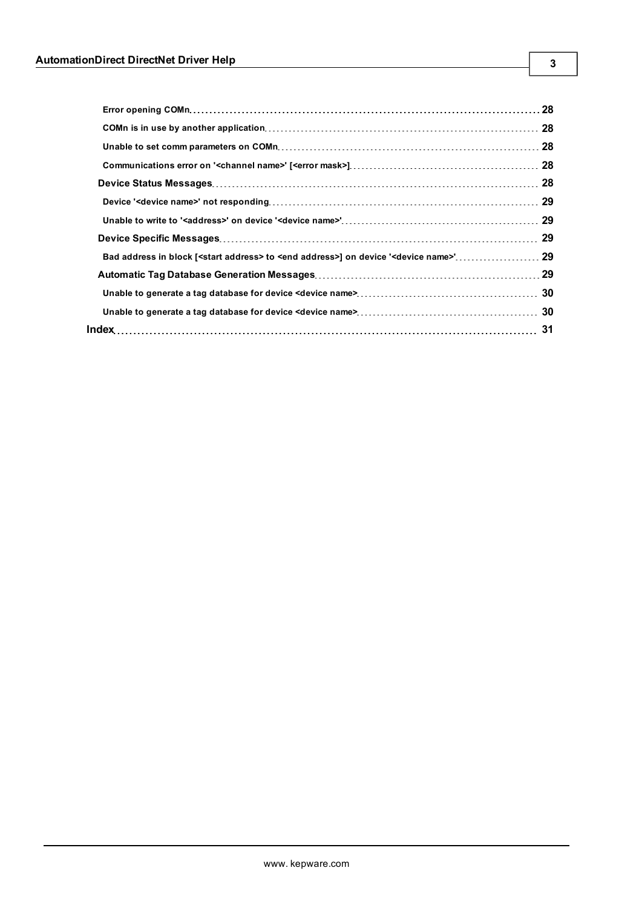Error opening COMn ........ 28

COMn is in use by another application ........ 28

Unable to set comm parameters on COMn ........ 28

Communications error on '<channel name>' [<error mask>] ........ 28

**Device Status Messages** ........ 28

Device '<device name>' not responding ........ 29

Unable to write to '<address>' on device '<device name>' ........ 29

**Device Specific Messages** ........ 29

Bad address in block [<start address> to <end address>] on device '<device name>' ........ 29

**Automatic Tag Database Generation Messages** ........ 29

Unable to generate a tag database for device <device name> ........ 30

Unable to generate a tag database for device <device name> ........ 30

**Index** ........ 31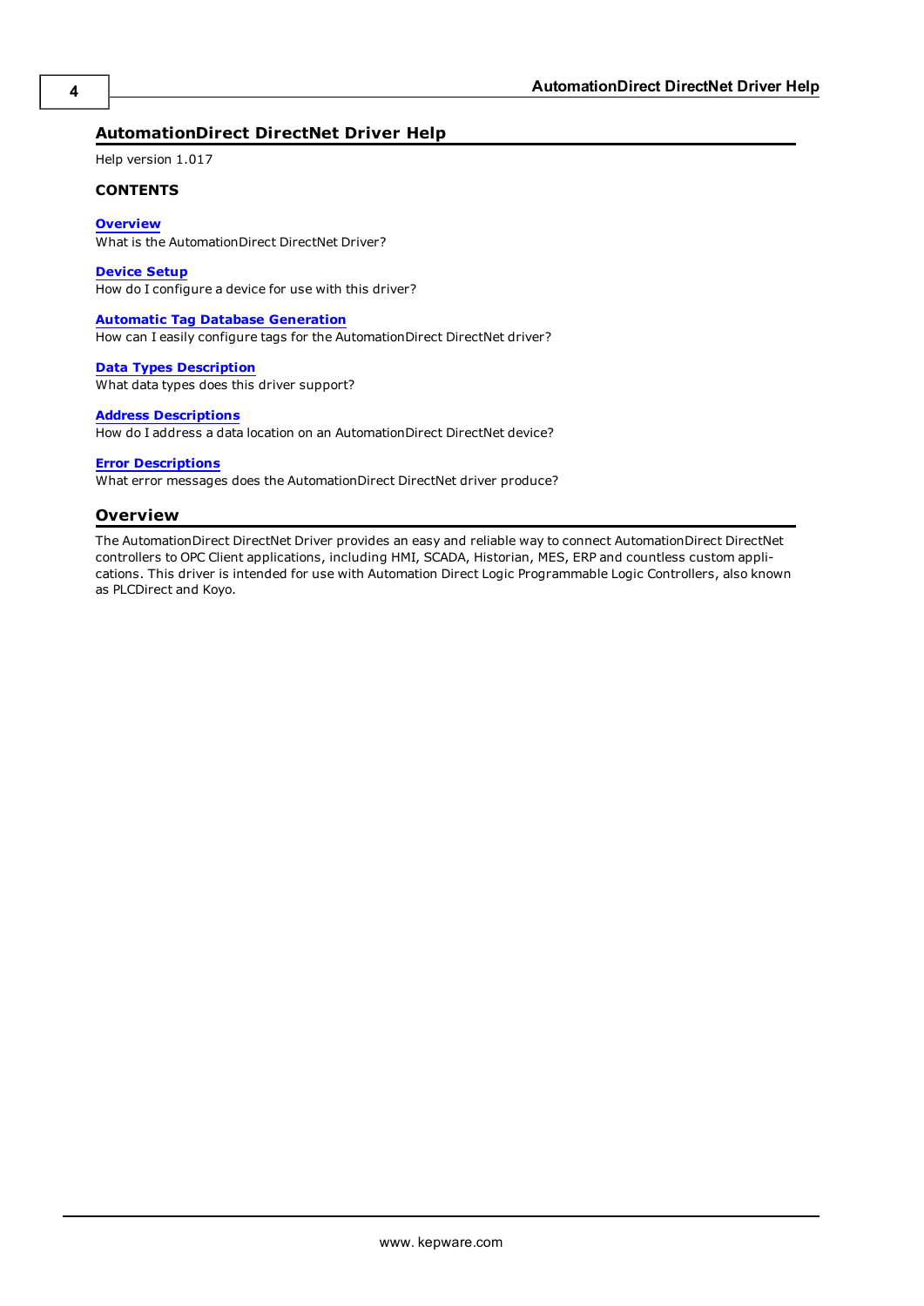# AutomationDirect DirectNet Driver Help

Help version 1.017

**CONTENTS**

**Overview**
What is the AutomationDirect DirectNet Driver?

**Device Setup**
How do I configure a device for use with this driver?

**Automatic Tag Database Generation**
How can I easily configure tags for the AutomationDirect DirectNet driver?

**Data Types Description**
What data types does this driver support?

**Address Descriptions**
How do I address a data location on an AutomationDirect DirectNet device?

**Error Descriptions**
What error messages does the AutomationDirect DirectNet driver produce?

## Overview

The AutomationDirect DirectNet Driver provides an easy and reliable way to connect AutomationDirect DirectNet controllers to OPC Client applications, including HMI, SCADA, Historian, MES, ERP and countless custom applications. This driver is intended for use with Automation Direct Logic Programmable Logic Controllers, also known as PLCDirect and Koyo.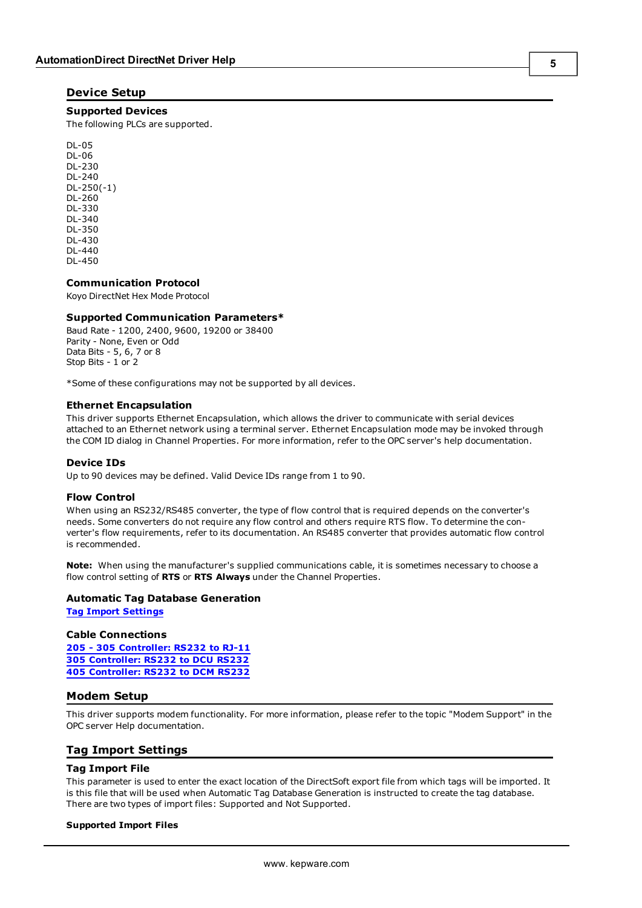## Device Setup

### Supported Devices

The following PLCs are supported.

DL-05
DL-06
DL-230
DL-240
DL-250(-1)
DL-260
DL-330
DL-340
DL-350
DL-430
DL-440
DL-450

### Communication Protocol

Koyo DirectNet Hex Mode Protocol

### Supported Communication Parameters*

Baud Rate - 1200, 2400, 9600, 19200 or 38400
Parity - None, Even or Odd
Data Bits - 5, 6, 7 or 8
Stop Bits - 1 or 2

*Some of these configurations may not be supported by all devices.

### Ethernet Encapsulation

This driver supports Ethernet Encapsulation, which allows the driver to communicate with serial devices attached to an Ethernet network using a terminal server. Ethernet Encapsulation mode may be invoked through the COM ID dialog in Channel Properties. For more information, refer to the OPC server's help documentation.

### Device IDs

Up to 90 devices may be defined. Valid Device IDs range from 1 to 90.

### Flow Control

When using an RS232/RS485 converter, the type of flow control that is required depends on the converter's needs. Some converters do not require any flow control and others require RTS flow. To determine the converter's flow requirements, refer to its documentation. An RS485 converter that provides automatic flow control is recommended.

**Note:** When using the manufacturer's supplied communications cable, it is sometimes necessary to choose a flow control setting of **RTS** or **RTS Always** under the Channel Properties.

### Automatic Tag Database Generation

**Tag Import Settings**

### Cable Connections

**205 - 305 Controller: RS232 to RJ-11**
**305 Controller: RS232 to DCU RS232**
**405 Controller: RS232 to DCM RS232**

## Modem Setup

This driver supports modem functionality. For more information, please refer to the topic "Modem Support" in the OPC server Help documentation.

## Tag Import Settings

### Tag Import File

This parameter is used to enter the exact location of the DirectSoft export file from which tags will be imported. It is this file that will be used when Automatic Tag Database Generation is instructed to create the tag database. There are two types of import files: Supported and Not Supported.

**Supported Import Files**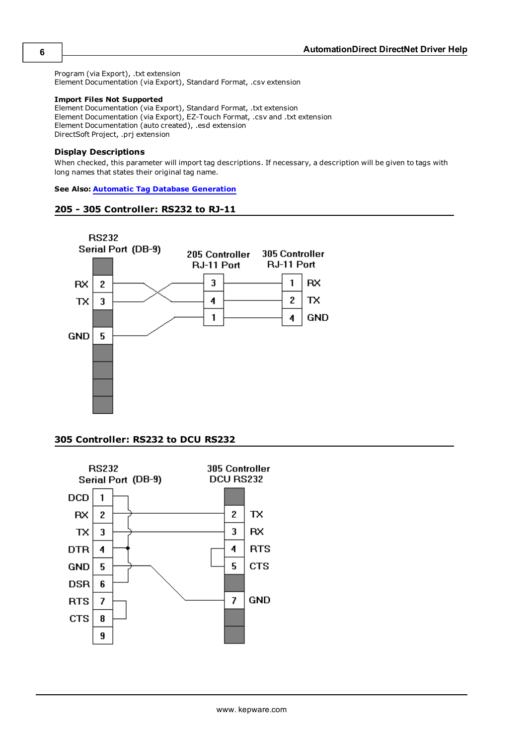Program (via Export), .txt extension
Element Documentation (via Export), Standard Format, .csv extension

**Import Files Not Supported**
Element Documentation (via Export), Standard Format, .txt extension
Element Documentation (via Export), EZ-Touch Format, .csv and .txt extension
Element Documentation (auto created), .esd extension
DirectSoft Project, .prj extension

### Display Descriptions

When checked, this parameter will import tag descriptions. If necessary, a description will be given to tags with long names that states their original tag name.

**See Also:** **Automatic Tag Database Generation**

## 205 - 305 Controller: RS232 to RJ-11

RS232 Serial Port (DB-9)

205 Controller RJ-11 Port

305 Controller RJ-11 Port

RX 2
TX 3
GND 5

3
4
1

1 RX
2 TX
4 GND

## 305 Controller: RS232 to DCU RS232

RS232 Serial Port (DB-9)

305 Controller DCU RS232

DCD 1
RX 2
TX 3
DTR 4
GND 5
DSR 6
RTS 7
CTS 8
9

2 TX
3 RX
4 RTS
5 CTS
7 GND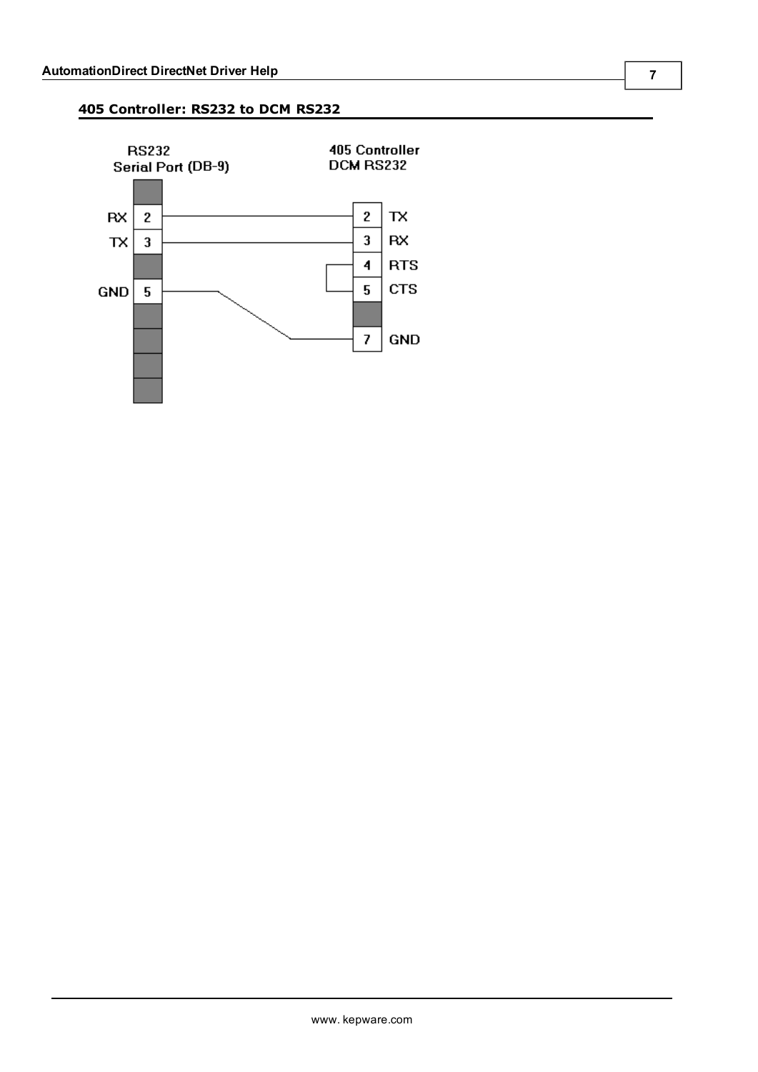## 405 Controller: RS232 to DCM RS232

RS232 Serial Port (DB-9)

405 Controller DCM RS232

RX 2 — 2 TX

TX 3 — 3 RX

4 RTS

5 CTS

GND 5 — 7 GND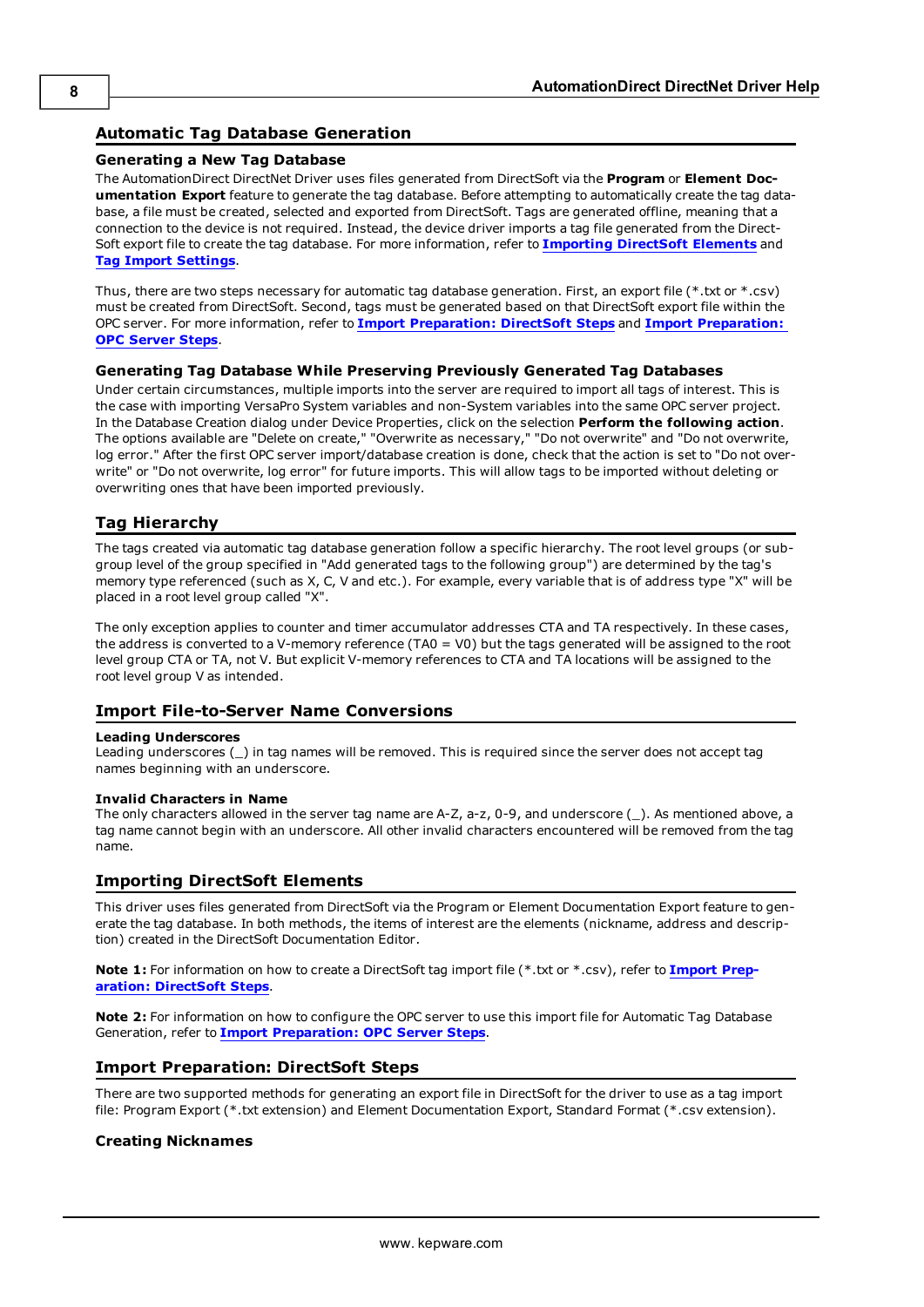## Automatic Tag Database Generation

### Generating a New Tag Database

The AutomationDirect DirectNet Driver uses files generated from DirectSoft via the **Program** or **Element Documentation Export** feature to generate the tag database. Before attempting to automatically create the tag database, a file must be created, selected and exported from DirectSoft. Tags are generated offline, meaning that a connection to the device is not required. Instead, the device driver imports a tag file generated from the DirectSoft export file to create the tag database. For more information, refer to **Importing DirectSoft Elements** and **Tag Import Settings**.

Thus, there are two steps necessary for automatic tag database generation. First, an export file (*.txt or *.csv) must be created from DirectSoft. Second, tags must be generated based on that DirectSoft export file within the OPC server. For more information, refer to **Import Preparation: DirectSoft Steps** and **Import Preparation: OPC Server Steps**.

### Generating Tag Database While Preserving Previously Generated Tag Databases

Under certain circumstances, multiple imports into the server are required to import all tags of interest. This is the case with importing VersaPro System variables and non-System variables into the same OPC server project. In the Database Creation dialog under Device Properties, click on the selection **Perform the following action**. The options available are "Delete on create," "Overwrite as necessary," "Do not overwrite" and "Do not overwrite, log error." After the first OPC server import/database creation is done, check that the action is set to "Do not overwrite" or "Do not overwrite, log error" for future imports. This will allow tags to be imported without deleting or overwriting ones that have been imported previously.

## Tag Hierarchy

The tags created via automatic tag database generation follow a specific hierarchy. The root level groups (or subgroup level of the group specified in "Add generated tags to the following group") are determined by the tag's memory type referenced (such as X, C, V and etc.). For example, every variable that is of address type "X" will be placed in a root level group called "X".

The only exception applies to counter and timer accumulator addresses CTA and TA respectively. In these cases, the address is converted to a V-memory reference (TA0 = V0) but the tags generated will be assigned to the root level group CTA or TA, not V. But explicit V-memory references to CTA and TA locations will be assigned to the root level group V as intended.

## Import File-to-Server Name Conversions

**Leading Underscores**
Leading underscores (_) in tag names will be removed. This is required since the server does not accept tag names beginning with an underscore.

**Invalid Characters in Name**
The only characters allowed in the server tag name are A-Z, a-z, 0-9, and underscore (_). As mentioned above, a tag name cannot begin with an underscore. All other invalid characters encountered will be removed from the tag name.

## Importing DirectSoft Elements

This driver uses files generated from DirectSoft via the Program or Element Documentation Export feature to generate the tag database. In both methods, the items of interest are the elements (nickname, address and description) created in the DirectSoft Documentation Editor.

**Note 1:** For information on how to create a DirectSoft tag import file (*.txt or *.csv), refer to **Import Preparation: DirectSoft Steps**.

**Note 2:** For information on how to configure the OPC server to use this import file for Automatic Tag Database Generation, refer to **Import Preparation: OPC Server Steps**.

## Import Preparation: DirectSoft Steps

There are two supported methods for generating an export file in DirectSoft for the driver to use as a tag import file: Program Export (*.txt extension) and Element Documentation Export, Standard Format (*.csv extension).

### Creating Nicknames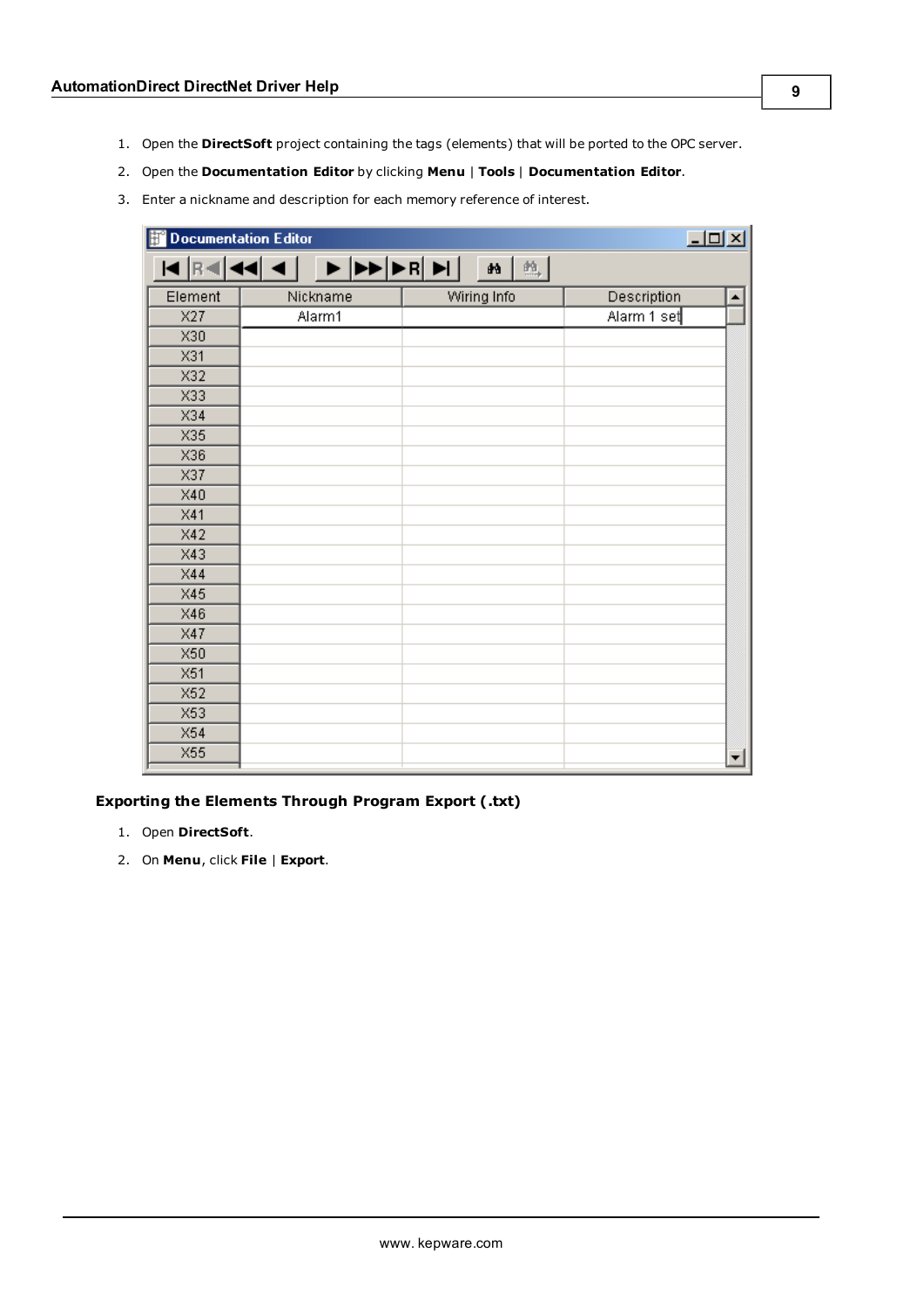1. Open the **DirectSoft** project containing the tags (elements) that will be ported to the OPC server.
2. Open the **Documentation Editor** by clicking **Menu** | **Tools** | **Documentation Editor**.
3. Enter a nickname and description for each memory reference of interest.

### Exporting the Elements Through Program Export (.txt)

1. Open **DirectSoft**.
2. On **Menu**, click **File** | **Export**.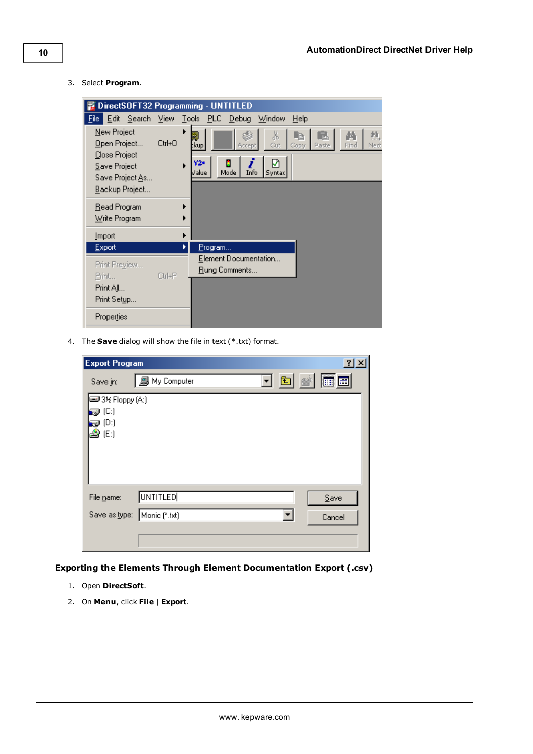3. Select **Program**.

4. The **Save** dialog will show the file in text (*.txt) format.

### Exporting the Elements Through Element Documentation Export (.csv)

1. Open **DirectSoft**.
2. On **Menu**, click **File** | **Export**.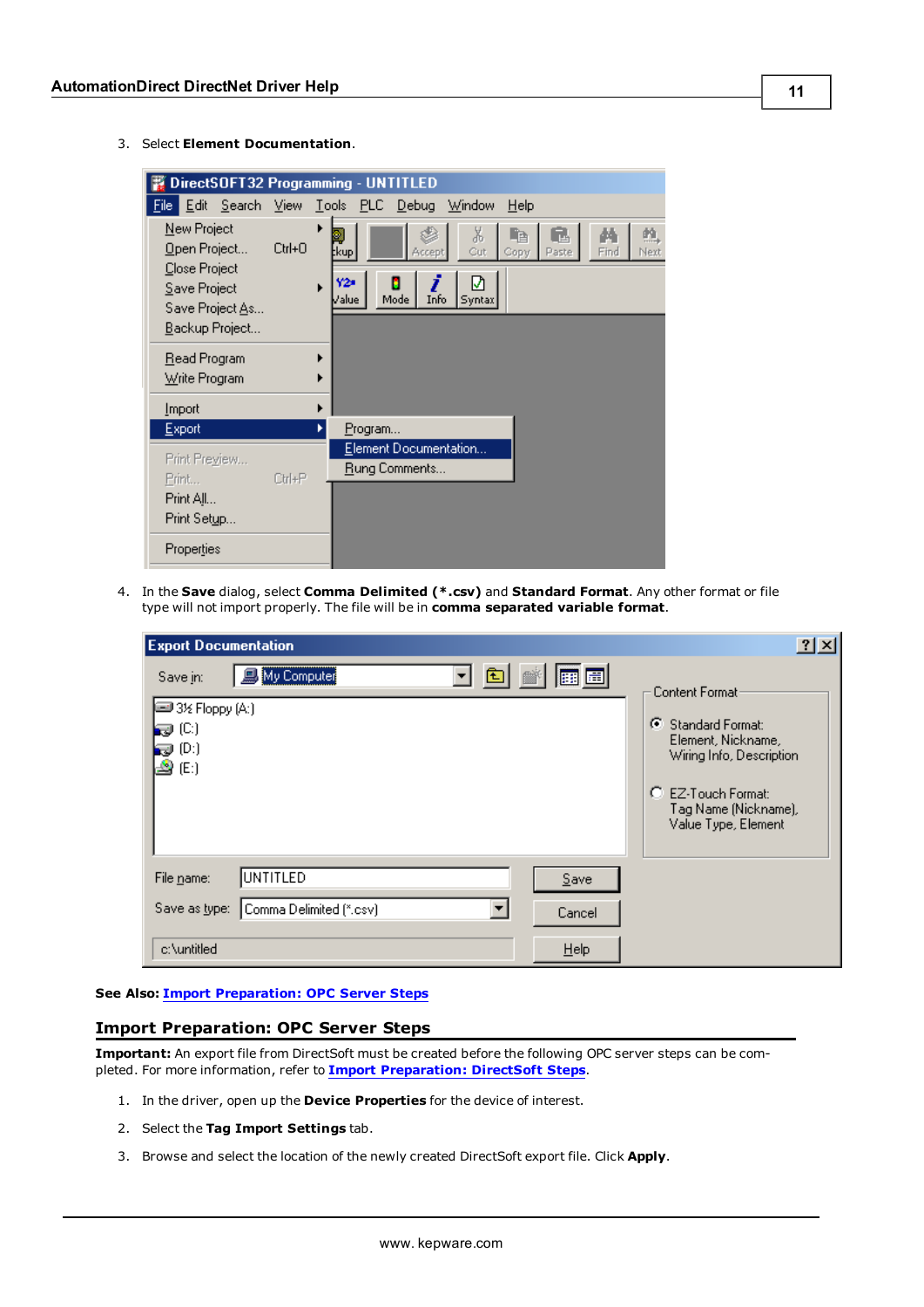3. Select **Element Documentation**.

4. In the **Save** dialog, select **Comma Delimited (*.csv)** and **Standard Format**. Any other format or file type will not import properly. The file will be in **comma separated variable format**.

**See Also:** Import Preparation: OPC Server Steps

## Import Preparation: OPC Server Steps

**Important:** An export file from DirectSoft must be created before the following OPC server steps can be completed. For more information, refer to **Import Preparation: DirectSoft Steps**.

1. In the driver, open up the **Device Properties** for the device of interest.
2. Select the **Tag Import Settings** tab.
3. Browse and select the location of the newly created DirectSoft export file. Click **Apply**.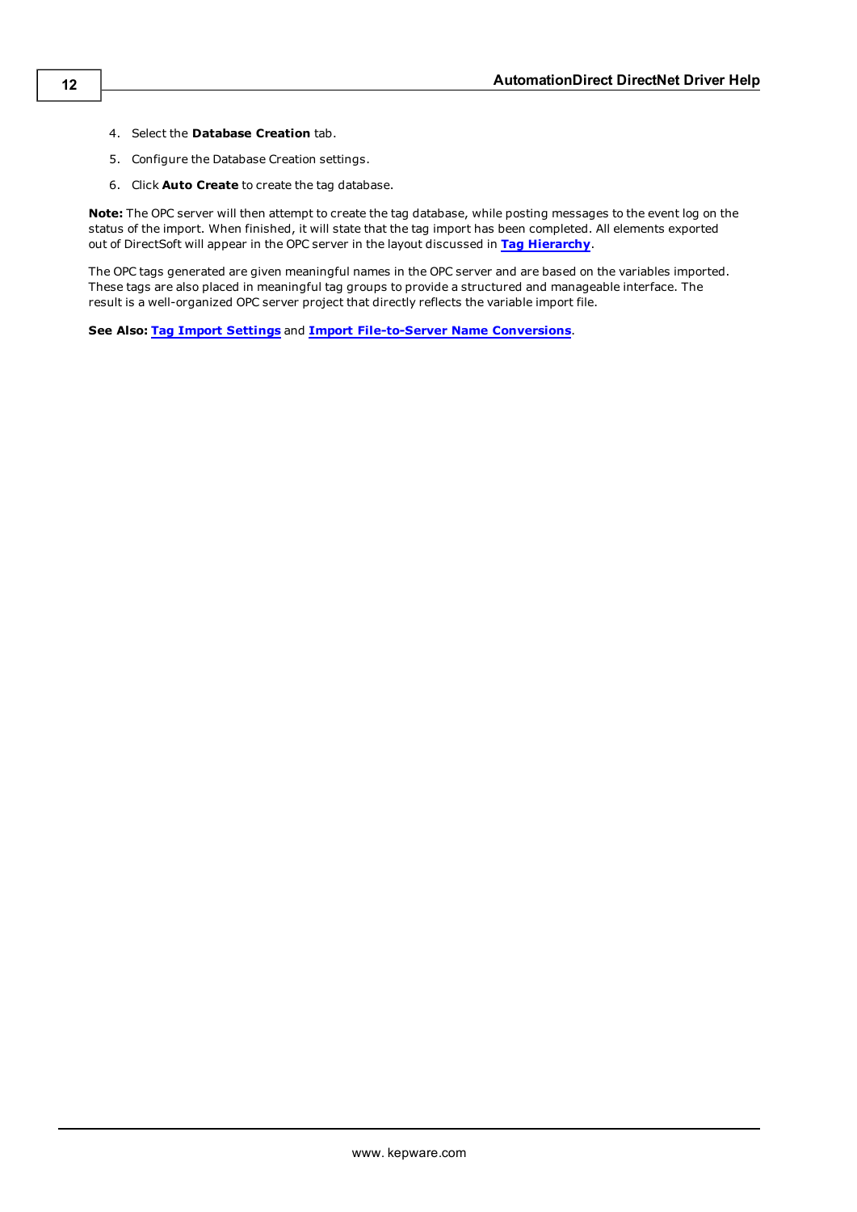4. Select the **Database Creation** tab.
5. Configure the Database Creation settings.
6. Click **Auto Create** to create the tag database.

**Note:** The OPC server will then attempt to create the tag database, while posting messages to the event log on the status of the import. When finished, it will state that the tag import has been completed. All elements exported out of DirectSoft will appear in the OPC server in the layout discussed in **Tag Hierarchy**.

The OPC tags generated are given meaningful names in the OPC server and are based on the variables imported. These tags are also placed in meaningful tag groups to provide a structured and manageable interface. The result is a well-organized OPC server project that directly reflects the variable import file.

**See Also:** **Tag Import Settings** and **Import File-to-Server Name Conversions**.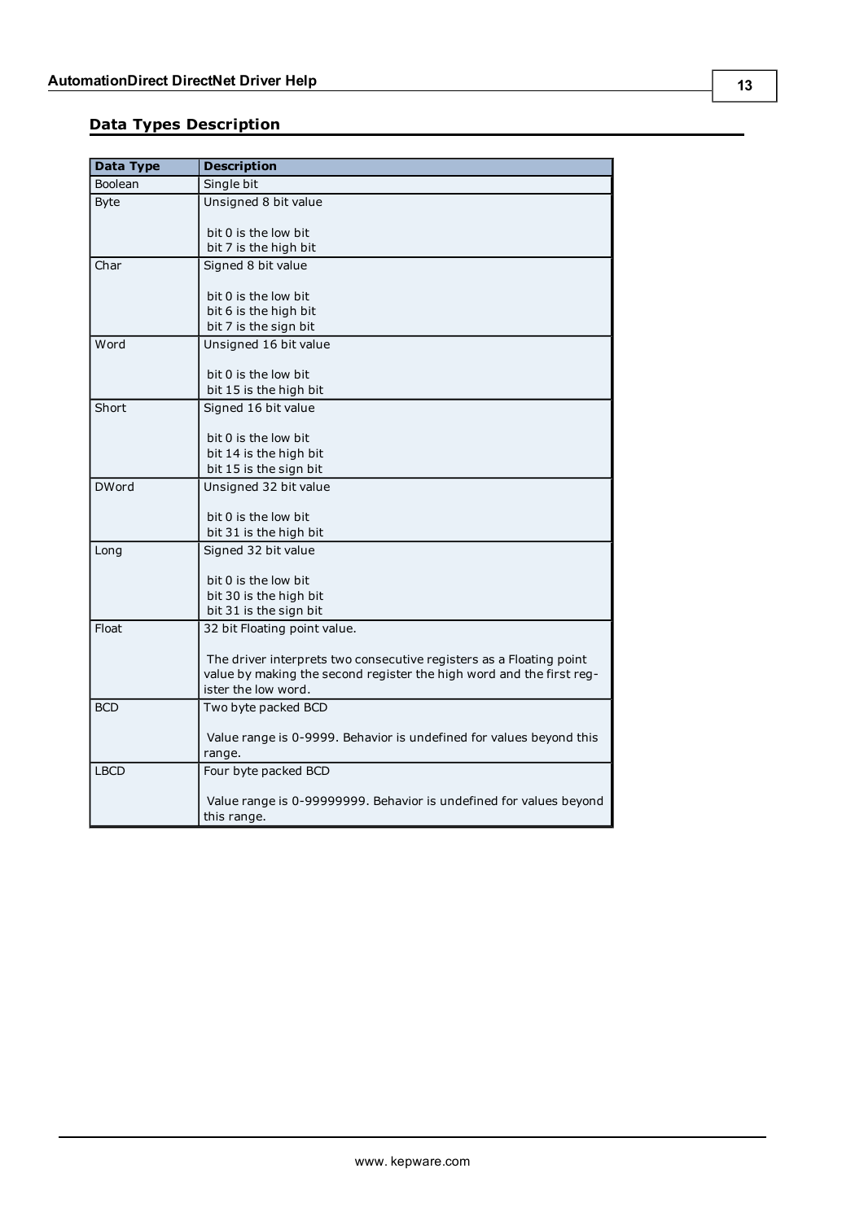## Data Types Description

| Data Type | Description |
|---|---|
| Boolean | Single bit |
| Byte | Unsigned 8 bit value<br><br>bit 0 is the low bit<br>bit 7 is the high bit |
| Char | Signed 8 bit value<br><br>bit 0 is the low bit<br>bit 6 is the high bit<br>bit 7 is the sign bit |
| Word | Unsigned 16 bit value<br><br>bit 0 is the low bit<br>bit 15 is the high bit |
| Short | Signed 16 bit value<br><br>bit 0 is the low bit<br>bit 14 is the high bit<br>bit 15 is the sign bit |
| DWord | Unsigned 32 bit value<br><br>bit 0 is the low bit<br>bit 31 is the high bit |
| Long | Signed 32 bit value<br><br>bit 0 is the low bit<br>bit 30 is the high bit<br>bit 31 is the sign bit |
| Float | 32 bit Floating point value.<br><br>The driver interprets two consecutive registers as a Floating point value by making the second register the high word and the first register the low word. |
| BCD | Two byte packed BCD<br><br>Value range is 0-9999. Behavior is undefined for values beyond this range. |
| LBCD | Four byte packed BCD<br><br>Value range is 0-99999999. Behavior is undefined for values beyond this range. |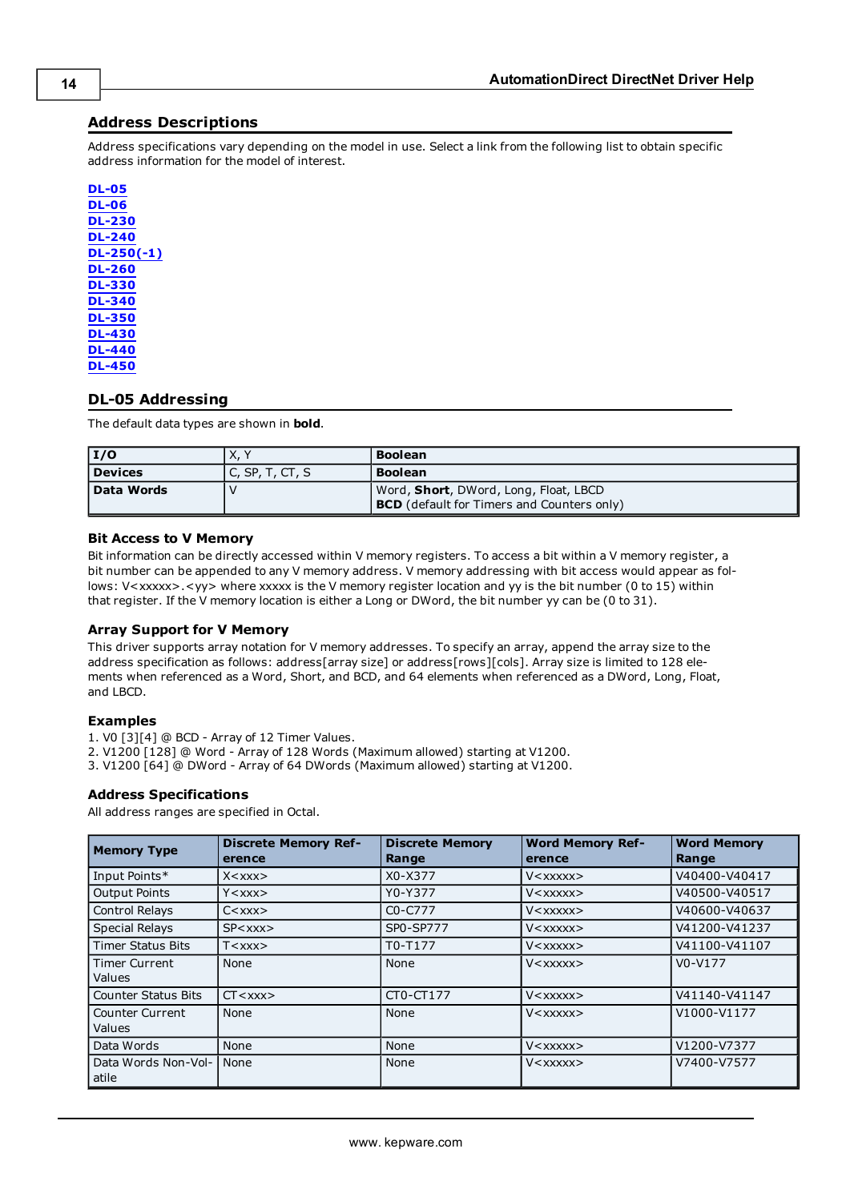## Address Descriptions

Address specifications vary depending on the model in use. Select a link from the following list to obtain specific address information for the model of interest.

**DL-05**
**DL-06**
**DL-230**
**DL-240**
**DL-250(-1)**
**DL-260**
**DL-330**
**DL-340**
**DL-350**
**DL-430**
**DL-440**
**DL-450**

## DL-05 Addressing

The default data types are shown in **bold**.

| | | |
|---|---|---|
| **I/O** | X, Y | **Boolean** |
| **Devices** | C, SP, T, CT, S | **Boolean** |
| **Data Words** | V | Word, **Short**, DWord, Long, Float, LBCD<br>**BCD** (default for Timers and Counters only) |

### Bit Access to V Memory

Bit information can be directly accessed within V memory registers. To access a bit within a V memory register, a bit number can be appended to any V memory address. V memory addressing with bit access would appear as follows: V<xxxxx>.<yy> where xxxxx is the V memory register location and yy is the bit number (0 to 15) within that register. If the V memory location is either a Long or DWord, the bit number yy can be (0 to 31).

### Array Support for V Memory

This driver supports array notation for V memory addresses. To specify an array, append the array size to the address specification as follows: address[array size] or address[rows][cols]. Array size is limited to 128 elements when referenced as a Word, Short, and BCD, and 64 elements when referenced as a DWord, Long, Float, and LBCD.

### Examples

1. V0 [3][4] @ BCD - Array of 12 Timer Values.
2. V1200 [128] @ Word - Array of 128 Words (Maximum allowed) starting at V1200.
3. V1200 [64] @ DWord - Array of 64 DWords (Maximum allowed) starting at V1200.

### Address Specifications

All address ranges are specified in Octal.

| Memory Type | Discrete Memory Reference | Discrete Memory Range | Word Memory Reference | Word Memory Range |
|---|---|---|---|---|
| Input Points* | X<xxx> | X0-X377 | V<xxxxx> | V40400-V40417 |
| Output Points | Y<xxx> | Y0-Y377 | V<xxxxx> | V40500-V40517 |
| Control Relays | C<xxx> | C0-C777 | V<xxxxx> | V40600-V40637 |
| Special Relays | SP<xxx> | SP0-SP777 | V<xxxxx> | V41200-V41237 |
| Timer Status Bits | T<xxx> | T0-T177 | V<xxxxx> | V41100-V41107 |
| Timer Current Values | None | None | V<xxxxx> | V0-V177 |
| Counter Status Bits | CT<xxx> | CT0-CT177 | V<xxxxx> | V41140-V41147 |
| Counter Current Values | None | None | V<xxxxx> | V1000-V1177 |
| Data Words | None | None | V<xxxxx> | V1200-V7377 |
| Data Words Non-Volatile | None | None | V<xxxxx> | V7400-V7577 |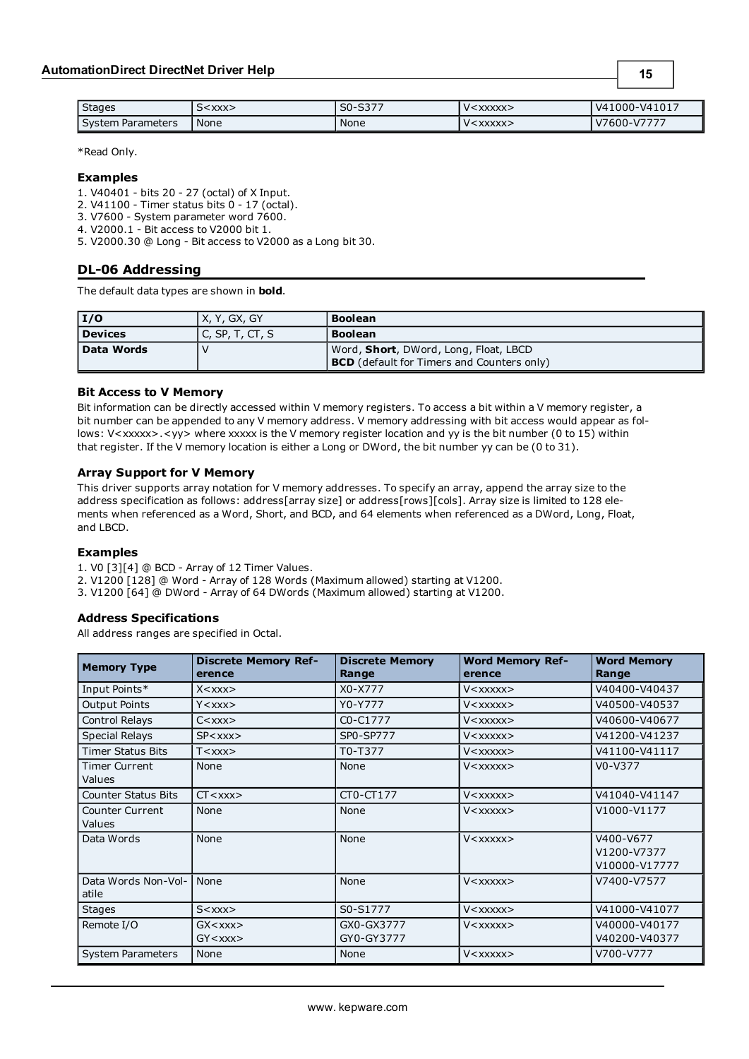| Stages | S<xxx> | S0-S377 | V<xxxxx> | V41000-V41017 |
|---|---|---|---|---|
| System Parameters | None | None | V<xxxxx> | V7600-V7777 |

*Read Only.

### Examples

1. V40401 - bits 20 - 27 (octal) of X Input.
2. V41100 - Timer status bits 0 - 17 (octal).
3. V7600 - System parameter word 7600.
4. V2000.1 - Bit access to V2000 bit 1.
5. V2000.30 @ Long - Bit access to V2000 as a Long bit 30.

## DL-06 Addressing

The default data types are shown in **bold**.

| I/O | X, Y, GX, GY | Boolean |
|---|---|---|
| **Devices** | C, SP, T, CT, S | **Boolean** |
| **Data Words** | V | Word, **Short**, DWord, Long, Float, LBCD<br>**BCD** (default for Timers and Counters only) |

### Bit Access to V Memory

Bit information can be directly accessed within V memory registers. To access a bit within a V memory register, a bit number can be appended to any V memory address. V memory addressing with bit access would appear as follows: V<xxxxx>.<yy> where xxxxx is the V memory register location and yy is the bit number (0 to 15) within that register. If the V memory location is either a Long or DWord, the bit number yy can be (0 to 31).

### Array Support for V Memory

This driver supports array notation for V memory addresses. To specify an array, append the array size to the address specification as follows: address[array size] or address[rows][cols]. Array size is limited to 128 elements when referenced as a Word, Short, and BCD, and 64 elements when referenced as a DWord, Long, Float, and LBCD.

### Examples

1. V0 [3][4] @ BCD - Array of 12 Timer Values.
2. V1200 [128] @ Word - Array of 128 Words (Maximum allowed) starting at V1200.
3. V1200 [64] @ DWord - Array of 64 DWords (Maximum allowed) starting at V1200.

### Address Specifications

All address ranges are specified in Octal.

| Memory Type | Discrete Memory Reference | Discrete Memory Range | Word Memory Reference | Word Memory Range |
|---|---|---|---|---|
| Input Points* | X<xxx> | X0-X777 | V<xxxxx> | V40400-V40437 |
| Output Points | Y<xxx> | Y0-Y777 | V<xxxxx> | V40500-V40537 |
| Control Relays | C<xxx> | C0-C1777 | V<xxxxx> | V40600-V40677 |
| Special Relays | SP<xxx> | SP0-SP777 | V<xxxxx> | V41200-V41237 |
| Timer Status Bits | T<xxx> | T0-T377 | V<xxxxx> | V41100-V41117 |
| Timer Current Values | None | None | V<xxxxx> | V0-V377 |
| Counter Status Bits | CT<xxx> | CT0-CT177 | V<xxxxx> | V41040-V41147 |
| Counter Current Values | None | None | V<xxxxx> | V1000-V1177 |
| Data Words | None | None | V<xxxxx> | V400-V677<br>V1200-V7377<br>V10000-V17777 |
| Data Words Non-Volatile | None | None | V<xxxxx> | V7400-V7577 |
| Stages | S<xxx> | S0-S1777 | V<xxxxx> | V41000-V41077 |
| Remote I/O | GX<xxx><br>GY<xxx> | GX0-GX3777<br>GY0-GY3777 | V<xxxxx> | V40000-V40177<br>V40200-V40377 |
| System Parameters | None | None | V<xxxxx> | V700-V777 |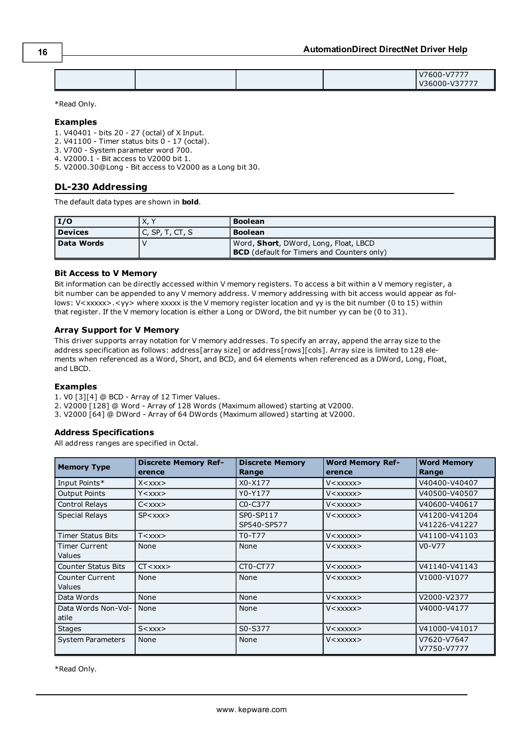| | | | | V7600-V7777 V36000-V37777 |
|---|---|---|---|---|

*Read Only.

### Examples

1. V40401 - bits 20 - 27 (octal) of X Input.
2. V41100 - Timer status bits 0 - 17 (octal).
3. V700 - System parameter word 700.
4. V2000.1 - Bit access to V2000 bit 1.
5. V2000.30@Long - Bit access to V2000 as a Long bit 30.

## DL-230 Addressing

The default data types are shown in **bold**.

| I/O | X, Y | **Boolean** |
|---|---|---|
| **Devices** | C, SP, T, CT, S | **Boolean** |
| **Data Words** | V | Word, **Short**, DWord, Long, Float, LBCD<br>**BCD** (default for Timers and Counters only) |

### Bit Access to V Memory

Bit information can be directly accessed within V memory registers. To access a bit within a V memory register, a bit number can be appended to any V memory address. V memory addressing with bit access would appear as follows: V<xxxxx>.<yy> where xxxxx is the V memory register location and yy is the bit number (0 to 15) within that register. If the V memory location is either a Long or DWord, the bit number yy can be (0 to 31).

### Array Support for V Memory

This driver supports array notation for V memory addresses. To specify an array, append the array size to the address specification as follows: address[array size] or address[rows][cols]. Array size is limited to 128 elements when referenced as a Word, Short, and BCD, and 64 elements when referenced as a DWord, Long, Float, and LBCD.

### Examples

1. V0 [3][4] @ BCD - Array of 12 Timer Values.
2. V2000 [128] @ Word - Array of 128 Words (Maximum allowed) starting at V2000.
3. V2000 [64] @ DWord - Array of 64 DWords (Maximum allowed) starting at V2000.

### Address Specifications

All address ranges are specified in Octal.

| Memory Type | Discrete Memory Reference | Discrete Memory Range | Word Memory Reference | Word Memory Range |
|---|---|---|---|---|
| Input Points* | X<xxx> | X0-X177 | V<xxxxx> | V40400-V40407 |
| Output Points | Y<xxx> | Y0-Y177 | V<xxxxx> | V40500-V40507 |
| Control Relays | C<xxx> | C0-C377 | V<xxxxx> | V40600-V40617 |
| Special Relays | SP<xxx> | SP0-SP117<br>SP540-SP577 | V<xxxxx> | V41200-V41204<br>V41226-V41227 |
| Timer Status Bits | T<xxx> | T0-T77 | V<xxxxx> | V41100-V41103 |
| Timer Current Values | None | None | V<xxxxx> | V0-V77 |
| Counter Status Bits | CT<xxx> | CT0-CT77 | V<xxxxx> | V41140-V41143 |
| Counter Current Values | None | None | V<xxxxx> | V1000-V1077 |
| Data Words | None | None | V<xxxxx> | V2000-V2377 |
| Data Words Non-Volatile | None | None | V<xxxxx> | V4000-V4177 |
| Stages | S<xxx> | S0-S377 | V<xxxxx> | V41000-V41017 |
| System Parameters | None | None | V<xxxxx> | V7620-V7647<br>V7750-V7777 |

*Read Only.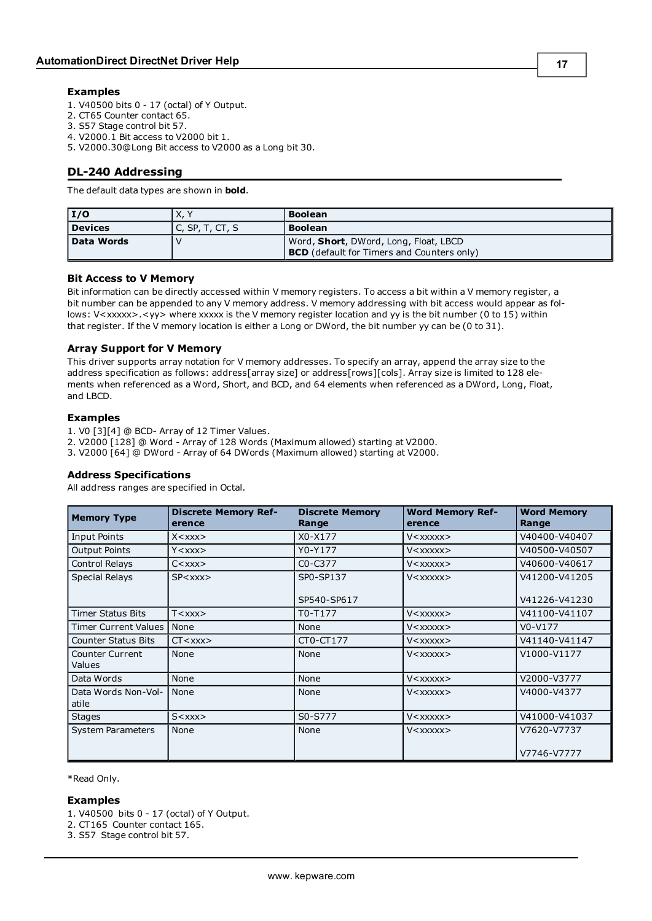### Examples

1. V40500 bits 0 - 17 (octal) of Y Output.
2. CT65 Counter contact 65.
3. S57 Stage control bit 57.
4. V2000.1 Bit access to V2000 bit 1.
5. V2000.30@Long Bit access to V2000 as a Long bit 30.

## DL-240 Addressing

The default data types are shown in **bold**.

| I/O | X, Y | **Boolean** |
|---|---|---|
| **Devices** | C, SP, T, CT, S | **Boolean** |
| **Data Words** | V | Word, **Short**, DWord, Long, Float, LBCD<br>**BCD** (default for Timers and Counters only) |

### Bit Access to V Memory

Bit information can be directly accessed within V memory registers. To access a bit within a V memory register, a bit number can be appended to any V memory address. V memory addressing with bit access would appear as follows: V<xxxxx>.<yy> where xxxxx is the V memory register location and yy is the bit number (0 to 15) within that register. If the V memory location is either a Long or DWord, the bit number yy can be (0 to 31).

### Array Support for V Memory

This driver supports array notation for V memory addresses. To specify an array, append the array size to the address specification as follows: address[array size] or address[rows][cols]. Array size is limited to 128 elements when referenced as a Word, Short, and BCD, and 64 elements when referenced as a DWord, Long, Float, and LBCD.

### Examples

1. V0 [3][4] @ BCD- Array of 12 Timer Values.
2. V2000 [128] @ Word - Array of 128 Words (Maximum allowed) starting at V2000.
3. V2000 [64] @ DWord - Array of 64 DWords (Maximum allowed) starting at V2000.

### Address Specifications

All address ranges are specified in Octal.

| Memory Type | Discrete Memory Reference | Discrete Memory Range | Word Memory Reference | Word Memory Range |
|---|---|---|---|---|
| Input Points | X<xxx> | X0-X177 | V<xxxxx> | V40400-V40407 |
| Output Points | Y<xxx> | Y0-Y177 | V<xxxxx> | V40500-V40507 |
| Control Relays | C<xxx> | C0-C377 | V<xxxxx> | V40600-V40617 |
| Special Relays | SP<xxx> | SP0-SP137<br><br>SP540-SP617 | V<xxxxx> | V41200-V41205<br><br>V41226-V41230 |
| Timer Status Bits | T<xxx> | T0-T177 | V<xxxxx> | V41100-V41107 |
| Timer Current Values | None | None | V<xxxxx> | V0-V177 |
| Counter Status Bits | CT<xxx> | CT0-CT177 | V<xxxxx> | V41140-V41147 |
| Counter Current Values | None | None | V<xxxxx> | V1000-V1177 |
| Data Words | None | None | V<xxxxx> | V2000-V3777 |
| Data Words Non-Volatile | None | None | V<xxxxx> | V4000-V4377 |
| Stages | S<xxx> | S0-S777 | V<xxxxx> | V41000-V41037 |
| System Parameters | None | None | V<xxxxx> | V7620-V7737<br><br>V7746-V7777 |

*Read Only.

### Examples

1. V40500 bits 0 - 17 (octal) of Y Output.
2. CT165 Counter contact 165.
3. S57 Stage control bit 57.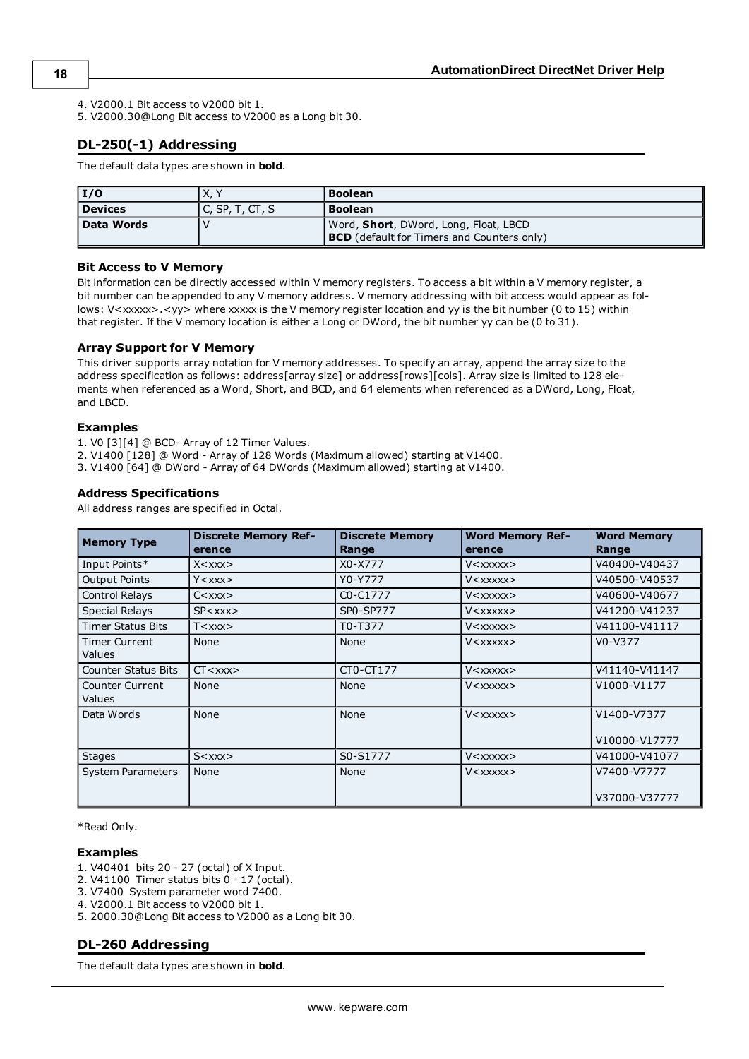4. V2000.1 Bit access to V2000 bit 1.
5. V2000.30@Long Bit access to V2000 as a Long bit 30.

## DL-250(-1) Addressing

The default data types are shown in **bold**.

| I/O | X, Y | **Boolean** |
|---|---|---|
| **Devices** | C, SP, T, CT, S | **Boolean** |
| **Data Words** | V | Word, **Short**, DWord, Long, Float, LBCD<br>**BCD** (default for Timers and Counters only) |

### Bit Access to V Memory

Bit information can be directly accessed within V memory registers. To access a bit within a V memory register, a bit number can be appended to any V memory address. V memory addressing with bit access would appear as follows: V<xxxxx>.<yy> where xxxxx is the V memory register location and yy is the bit number (0 to 15) within that register. If the V memory location is either a Long or DWord, the bit number yy can be (0 to 31).

### Array Support for V Memory

This driver supports array notation for V memory addresses. To specify an array, append the array size to the address specification as follows: address[array size] or address[rows][cols]. Array size is limited to 128 elements when referenced as a Word, Short, and BCD, and 64 elements when referenced as a DWord, Long, Float, and LBCD.

### Examples

1. V0 [3][4] @ BCD- Array of 12 Timer Values.
2. V1400 [128] @ Word - Array of 128 Words (Maximum allowed) starting at V1400.
3. V1400 [64] @ DWord - Array of 64 DWords (Maximum allowed) starting at V1400.

### Address Specifications

All address ranges are specified in Octal.

| Memory Type | Discrete Memory Reference | Discrete Memory Range | Word Memory Reference | Word Memory Range |
|---|---|---|---|---|
| Input Points* | X<xxx> | X0-X777 | V<xxxxx> | V40400-V40437 |
| Output Points | Y<xxx> | Y0-Y777 | V<xxxxx> | V40500-V40537 |
| Control Relays | C<xxx> | C0-C1777 | V<xxxxx> | V40600-V40677 |
| Special Relays | SP<xxx> | SP0-SP777 | V<xxxxx> | V41200-V41237 |
| Timer Status Bits | T<xxx> | T0-T377 | V<xxxxx> | V41100-V41117 |
| Timer Current Values | None | None | V<xxxxx> | V0-V377 |
| Counter Status Bits | CT<xxx> | CT0-CT177 | V<xxxxx> | V41140-V41147 |
| Counter Current Values | None | None | V<xxxxx> | V1000-V1177 |
| Data Words | None | None | V<xxxxx> | V1400-V7377<br><br>V10000-V17777 |
| Stages | S<xxx> | S0-S1777 | V<xxxxx> | V41000-V41077 |
| System Parameters | None | None | V<xxxxx> | V7400-V7777<br><br>V37000-V37777 |

*Read Only.

### Examples

1. V40401 bits 20 - 27 (octal) of X Input.
2. V41100 Timer status bits 0 - 17 (octal).
3. V7400 System parameter word 7400.
4. V2000.1 Bit access to V2000 bit 1.
5. 2000.30@Long Bit access to V2000 as a Long bit 30.

## DL-260 Addressing

The default data types are shown in **bold**.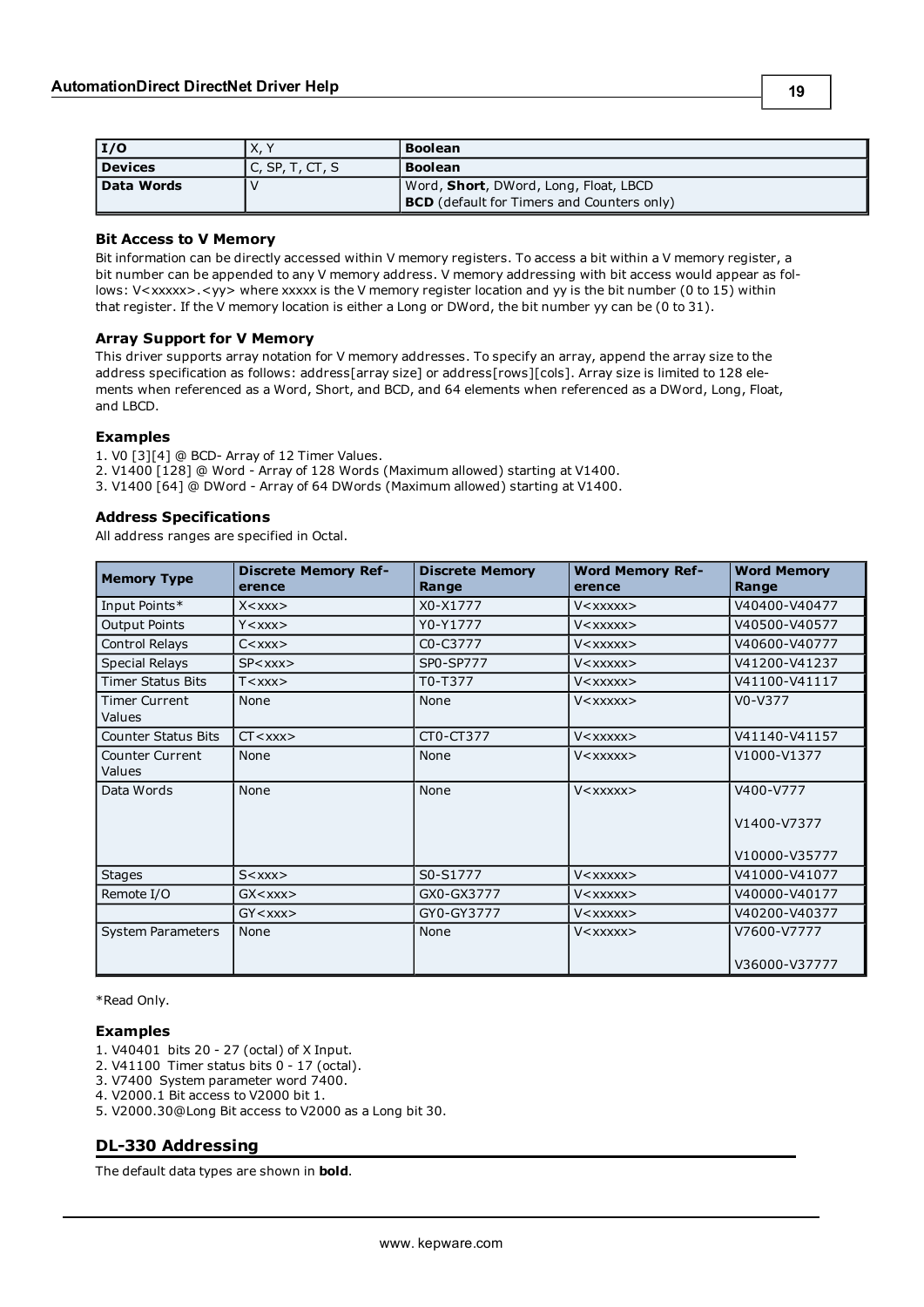| I/O | X, Y | **Boolean** |
|---|---|---|
| **Devices** | C, SP, T, CT, S | **Boolean** |
| **Data Words** | V | Word, **Short**, DWord, Long, Float, LBCD<br>**BCD** (default for Timers and Counters only) |

### Bit Access to V Memory

Bit information can be directly accessed within V memory registers. To access a bit within a V memory register, a bit number can be appended to any V memory address. V memory addressing with bit access would appear as follows: V<xxxxx>.<yy> where xxxxx is the V memory register location and yy is the bit number (0 to 15) within that register. If the V memory location is either a Long or DWord, the bit number yy can be (0 to 31).

### Array Support for V Memory

This driver supports array notation for V memory addresses. To specify an array, append the array size to the address specification as follows: address[array size] or address[rows][cols]. Array size is limited to 128 elements when referenced as a Word, Short, and BCD, and 64 elements when referenced as a DWord, Long, Float, and LBCD.

### Examples

1. V0 [3][4] @ BCD- Array of 12 Timer Values.
2. V1400 [128] @ Word - Array of 128 Words (Maximum allowed) starting at V1400.
3. V1400 [64] @ DWord - Array of 64 DWords (Maximum allowed) starting at V1400.

### Address Specifications

All address ranges are specified in Octal.

| Memory Type | Discrete Memory Reference | Discrete Memory Range | Word Memory Reference | Word Memory Range |
|---|---|---|---|---|
| Input Points* | X<xxx> | X0-X1777 | V<xxxxx> | V40400-V40477 |
| Output Points | Y<xxx> | Y0-Y1777 | V<xxxxx> | V40500-V40577 |
| Control Relays | C<xxx> | C0-C3777 | V<xxxxx> | V40600-V40777 |
| Special Relays | SP<xxx> | SP0-SP777 | V<xxxxx> | V41200-V41237 |
| Timer Status Bits | T<xxx> | T0-T377 | V<xxxxx> | V41100-V41117 |
| Timer Current Values | None | None | V<xxxxx> | V0-V377 |
| Counter Status Bits | CT<xxx> | CT0-CT377 | V<xxxxx> | V41140-V41157 |
| Counter Current Values | None | None | V<xxxxx> | V1000-V1377 |
| Data Words | None | None | V<xxxxx> | V400-V777<br>V1400-V7377<br>V10000-V35777 |
| Stages | S<xxx> | S0-S1777 | V<xxxxx> | V41000-V41077 |
| Remote I/O | GX<xxx> | GX0-GX3777 | V<xxxxx> | V40000-V40177 |
| | GY<xxx> | GY0-GY3777 | V<xxxxx> | V40200-V40377 |
| System Parameters | None | None | V<xxxxx> | V7600-V7777<br>V36000-V37777 |

*Read Only.

### Examples

1. V40401 bits 20 - 27 (octal) of X Input.
2. V41100 Timer status bits 0 - 17 (octal).
3. V7400 System parameter word 7400.
4. V2000.1 Bit access to V2000 bit 1.
5. V2000.30@Long Bit access to V2000 as a Long bit 30.

## DL-330 Addressing

The default data types are shown in **bold**.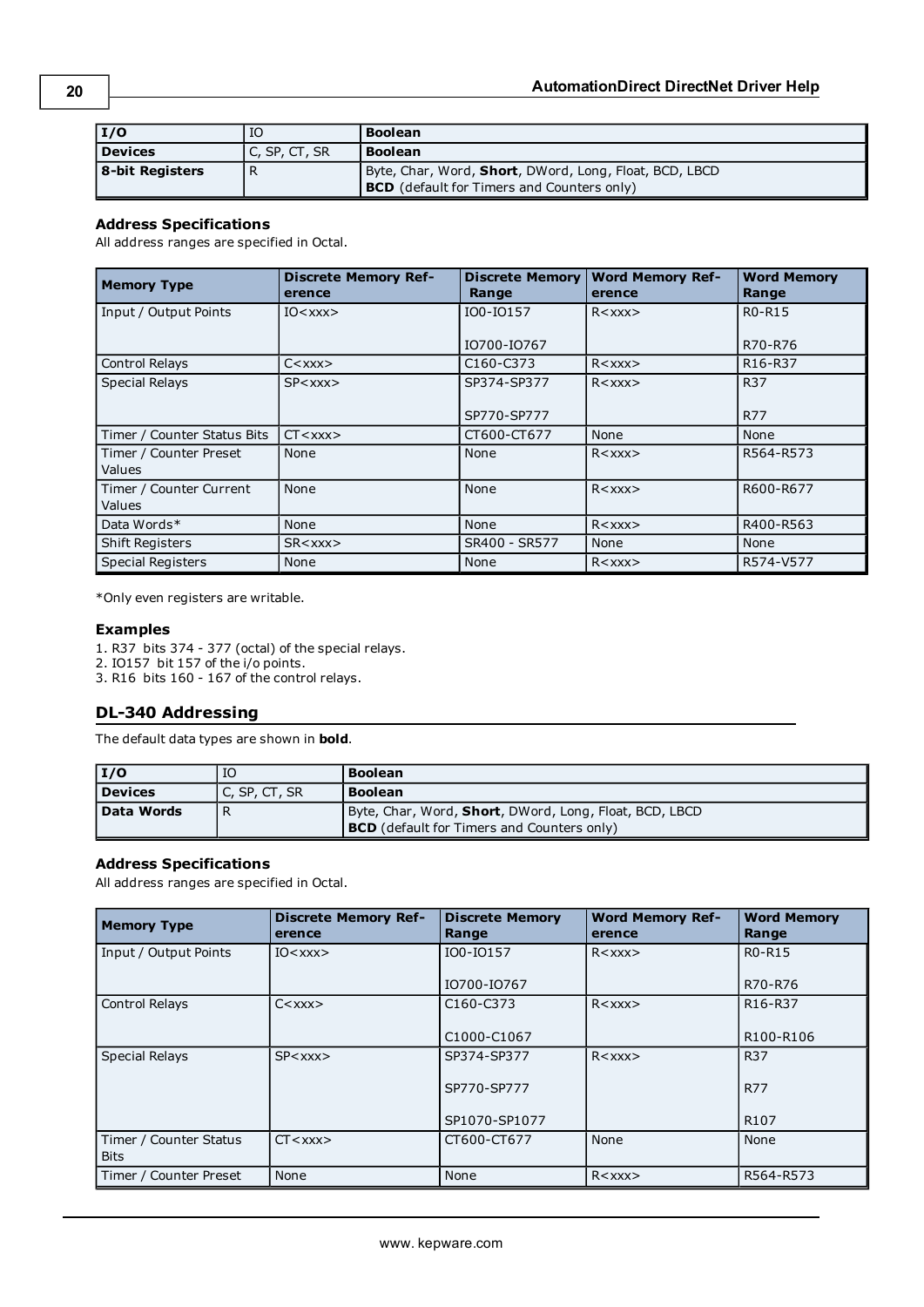| I/O | IO | **Boolean** |
|---|---|---|
| **Devices** | C, SP, CT, SR | **Boolean** |
| **8-bit Registers** | R | Byte, Char, Word, **Short**, DWord, Long, Float, BCD, LBCD<br>**BCD** (default for Timers and Counters only) |

### Address Specifications

All address ranges are specified in Octal.

| Memory Type | Discrete Memory Reference | Discrete Memory Range | Word Memory Reference | Word Memory Range |
|---|---|---|---|---|
| Input / Output Points | IO<xxx> | IO0-IO157<br><br>IO700-IO767 | R<xxx> | R0-R15<br><br>R70-R76 |
| Control Relays | C<xxx> | C160-C373 | R<xxx> | R16-R37 |
| Special Relays | SP<xxx> | SP374-SP377<br><br>SP770-SP777 | R<xxx> | R37<br><br>R77 |
| Timer / Counter Status Bits | CT<xxx> | CT600-CT677 | None | None |
| Timer / Counter Preset Values | None | None | R<xxx> | R564-R573 |
| Timer / Counter Current Values | None | None | R<xxx> | R600-R677 |
| Data Words* | None | None | R<xxx> | R400-R563 |
| Shift Registers | SR<xxx> | SR400 - SR577 | None | None |
| Special Registers | None | None | R<xxx> | R574-V577 |

*Only even registers are writable.

### Examples

1. R37 bits 374 - 377 (octal) of the special relays.
2. IO157 bit 157 of the i/o points.
3. R16 bits 160 - 167 of the control relays.

## DL-340 Addressing

The default data types are shown in **bold**.

| I/O | IO | **Boolean** |
|---|---|---|
| **Devices** | C, SP, CT, SR | **Boolean** |
| **Data Words** | R | Byte, Char, Word, **Short**, DWord, Long, Float, BCD, LBCD<br>**BCD** (default for Timers and Counters only) |

### Address Specifications

All address ranges are specified in Octal.

| Memory Type | Discrete Memory Reference | Discrete Memory Range | Word Memory Reference | Word Memory Range |
|---|---|---|---|---|
| Input / Output Points | IO<xxx> | IO0-IO157<br><br>IO700-IO767 | R<xxx> | R0-R15<br><br>R70-R76 |
| Control Relays | C<xxx> | C160-C373<br><br>C1000-C1067 | R<xxx> | R16-R37<br><br>R100-R106 |
| Special Relays | SP<xxx> | SP374-SP377<br><br>SP770-SP777<br><br>SP1070-SP1077 | R<xxx> | R37<br><br>R77<br><br>R107 |
| Timer / Counter Status Bits | CT<xxx> | CT600-CT677 | None | None |
| Timer / Counter Preset | None | None | R<xxx> | R564-R573 |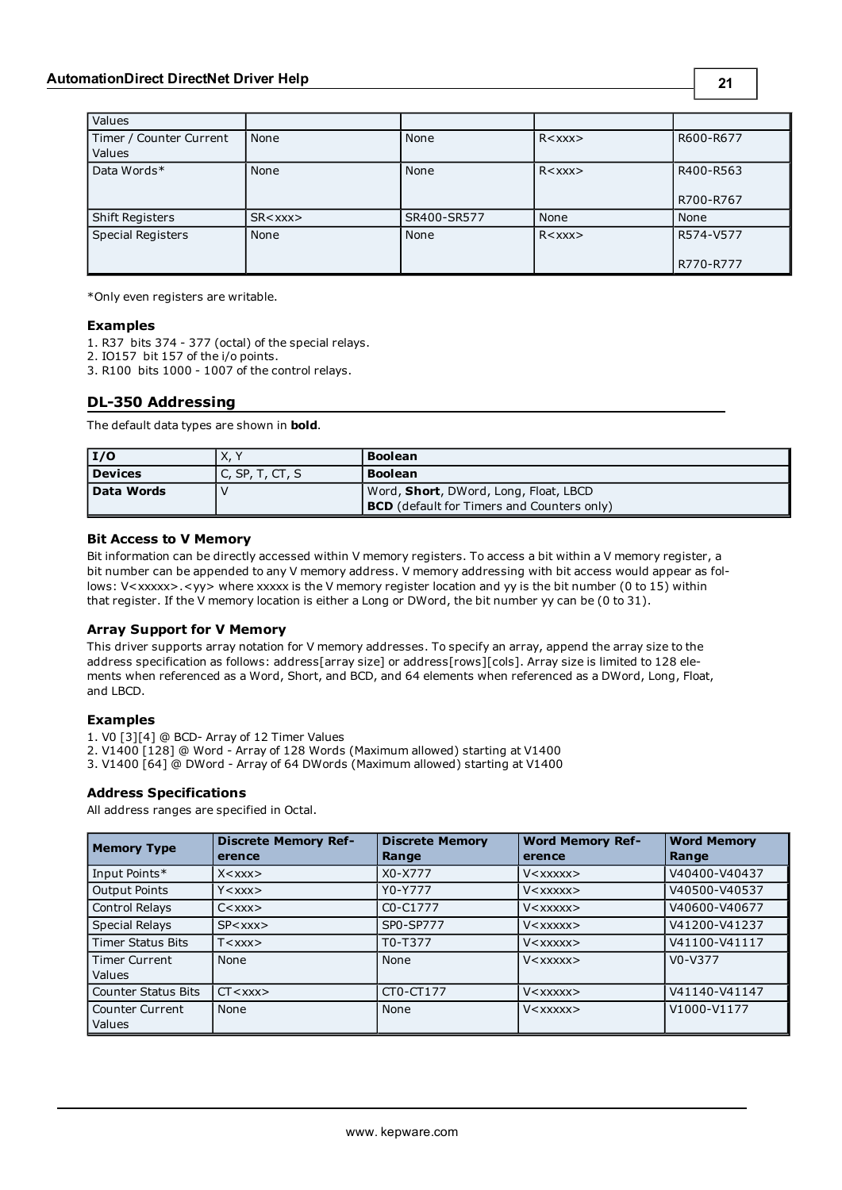| | | | | |
|---|---|---|---|---|
| Values | | | | |
| Timer / Counter Current Values | None | None | R<xxx> | R600-R677 |
| Data Words* | None | None | R<xxx> | R400-R563<br><br>R700-R767 |
| Shift Registers | SR<xxx> | SR400-SR577 | None | None |
| Special Registers | None | None | R<xxx> | R574-V577<br><br>R770-R777 |

*Only even registers are writable.

### Examples

1. R37 bits 374 - 377 (octal) of the special relays.
2. IO157 bit 157 of the i/o points.
3. R100 bits 1000 - 1007 of the control relays.

## DL-350 Addressing

The default data types are shown in **bold**.

| I/O | X, Y | **Boolean** |
|---|---|---|
| **Devices** | C, SP, T, CT, S | **Boolean** |
| **Data Words** | V | Word, **Short**, DWord, Long, Float, LBCD<br>**BCD** (default for Timers and Counters only) |

### Bit Access to V Memory

Bit information can be directly accessed within V memory registers. To access a bit within a V memory register, a bit number can be appended to any V memory address. V memory addressing with bit access would appear as follows: V<xxxxx>.<yy> where xxxxx is the V memory register location and yy is the bit number (0 to 15) within that register. If the V memory location is either a Long or DWord, the bit number yy can be (0 to 31).

### Array Support for V Memory

This driver supports array notation for V memory addresses. To specify an array, append the array size to the address specification as follows: address[array size] or address[rows][cols]. Array size is limited to 128 elements when referenced as a Word, Short, and BCD, and 64 elements when referenced as a DWord, Long, Float, and LBCD.

### Examples

1. V0 [3][4] @ BCD- Array of 12 Timer Values
2. V1400 [128] @ Word - Array of 128 Words (Maximum allowed) starting at V1400
3. V1400 [64] @ DWord - Array of 64 DWords (Maximum allowed) starting at V1400

### Address Specifications

All address ranges are specified in Octal.

| Memory Type | Discrete Memory Reference | Discrete Memory Range | Word Memory Reference | Word Memory Range |
|---|---|---|---|---|
| Input Points* | X<xxx> | X0-X777 | V<xxxxx> | V40400-V40437 |
| Output Points | Y<xxx> | Y0-Y777 | V<xxxxx> | V40500-V40537 |
| Control Relays | C<xxx> | C0-C1777 | V<xxxxx> | V40600-V40677 |
| Special Relays | SP<xxx> | SP0-SP777 | V<xxxxx> | V41200-V41237 |
| Timer Status Bits | T<xxx> | T0-T377 | V<xxxxx> | V41100-V41117 |
| Timer Current Values | None | None | V<xxxxx> | V0-V377 |
| Counter Status Bits | CT<xxx> | CT0-CT177 | V<xxxxx> | V41140-V41147 |
| Counter Current Values | None | None | V<xxxxx> | V1000-V1177 |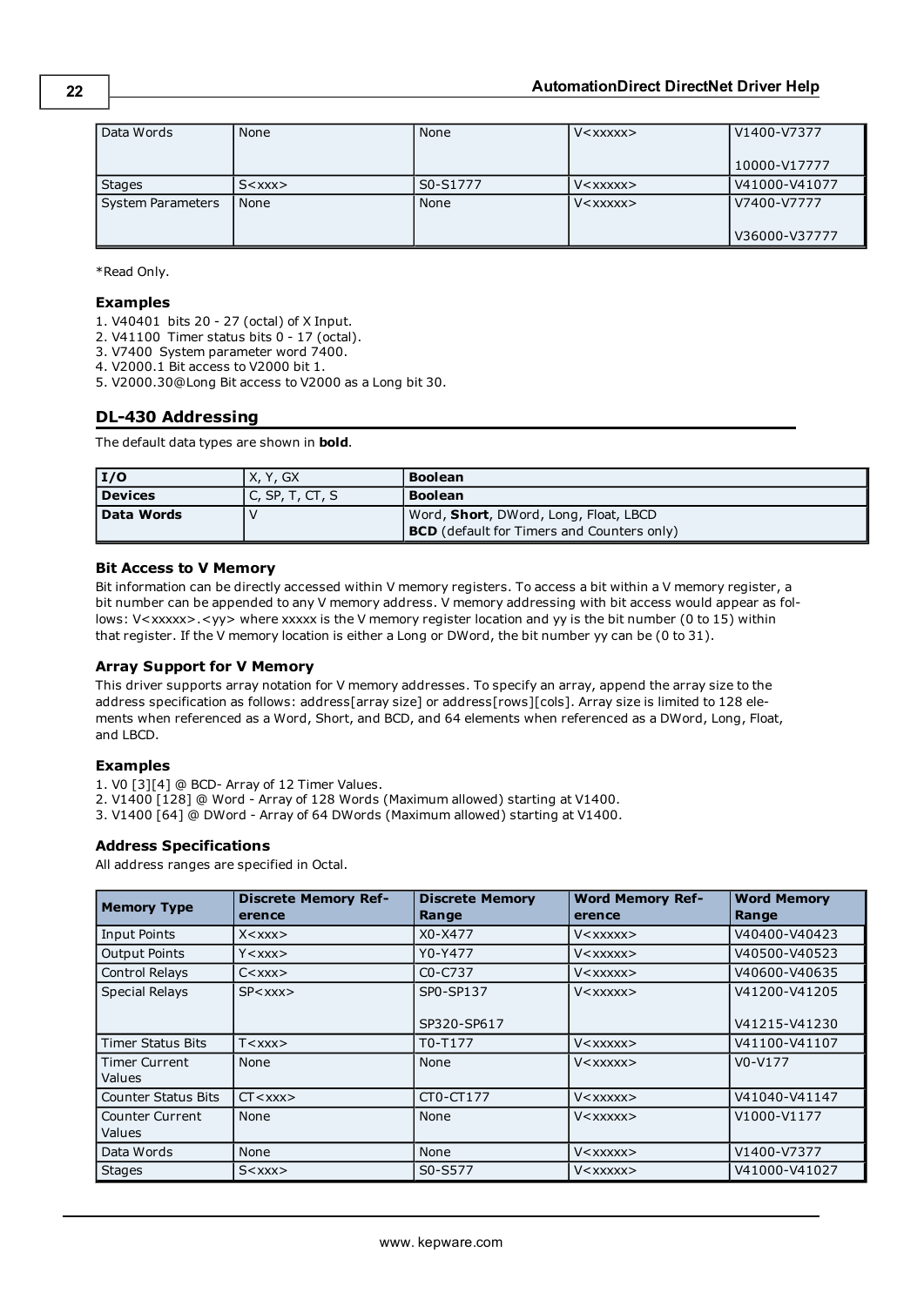| Data Words | None | None | V<xxxxx> | V1400-V7377<br><br>10000-V17777 |
|---|---|---|---|---|
| Stages | S<xxx> | S0-S1777 | V<xxxxx> | V41000-V41077 |
| System Parameters | None | None | V<xxxxx> | V7400-V7777<br><br>V36000-V37777 |

*Read Only.

### Examples

1. V40401 bits 20 - 27 (octal) of X Input.
2. V41100 Timer status bits 0 - 17 (octal).
3. V7400 System parameter word 7400.
4. V2000.1 Bit access to V2000 bit 1.
5. V2000.30@Long Bit access to V2000 as a Long bit 30.

## DL-430 Addressing

The default data types are shown in **bold**.

| **I/O** | X, Y, GX | **Boolean** |
|---|---|---|
| **Devices** | C, SP, T, CT, S | **Boolean** |
| **Data Words** | V | Word, **Short**, DWord, Long, Float, LBCD<br>**BCD** (default for Timers and Counters only) |

### Bit Access to V Memory

Bit information can be directly accessed within V memory registers. To access a bit within a V memory register, a bit number can be appended to any V memory address. V memory addressing with bit access would appear as follows: V<xxxxx>.<yy> where xxxxx is the V memory register location and yy is the bit number (0 to 15) within that register. If the V memory location is either a Long or DWord, the bit number yy can be (0 to 31).

### Array Support for V Memory

This driver supports array notation for V memory addresses. To specify an array, append the array size to the address specification as follows: address[array size] or address[rows][cols]. Array size is limited to 128 elements when referenced as a Word, Short, and BCD, and 64 elements when referenced as a DWord, Long, Float, and LBCD.

### Examples

1. V0 [3][4] @ BCD- Array of 12 Timer Values.
2. V1400 [128] @ Word - Array of 128 Words (Maximum allowed) starting at V1400.
3. V1400 [64] @ DWord - Array of 64 DWords (Maximum allowed) starting at V1400.

### Address Specifications

All address ranges are specified in Octal.

| Memory Type | Discrete Memory Reference | Discrete Memory Range | Word Memory Reference | Word Memory Range |
|---|---|---|---|---|
| Input Points | X<xxx> | X0-X477 | V<xxxxx> | V40400-V40423 |
| Output Points | Y<xxx> | Y0-Y477 | V<xxxxx> | V40500-V40523 |
| Control Relays | C<xxx> | C0-C737 | V<xxxxx> | V40600-V40635 |
| Special Relays | SP<xxx> | SP0-SP137<br><br>SP320-SP617 | V<xxxxx> | V41200-V41205<br><br>V41215-V41230 |
| Timer Status Bits | T<xxx> | T0-T177 | V<xxxxx> | V41100-V41107 |
| Timer Current Values | None | None | V<xxxxx> | V0-V177 |
| Counter Status Bits | CT<xxx> | CT0-CT177 | V<xxxxx> | V41040-V41147 |
| Counter Current Values | None | None | V<xxxxx> | V1000-V1177 |
| Data Words | None | None | V<xxxxx> | V1400-V7377 |
| Stages | S<xxx> | S0-S577 | V<xxxxx> | V41000-V41027 |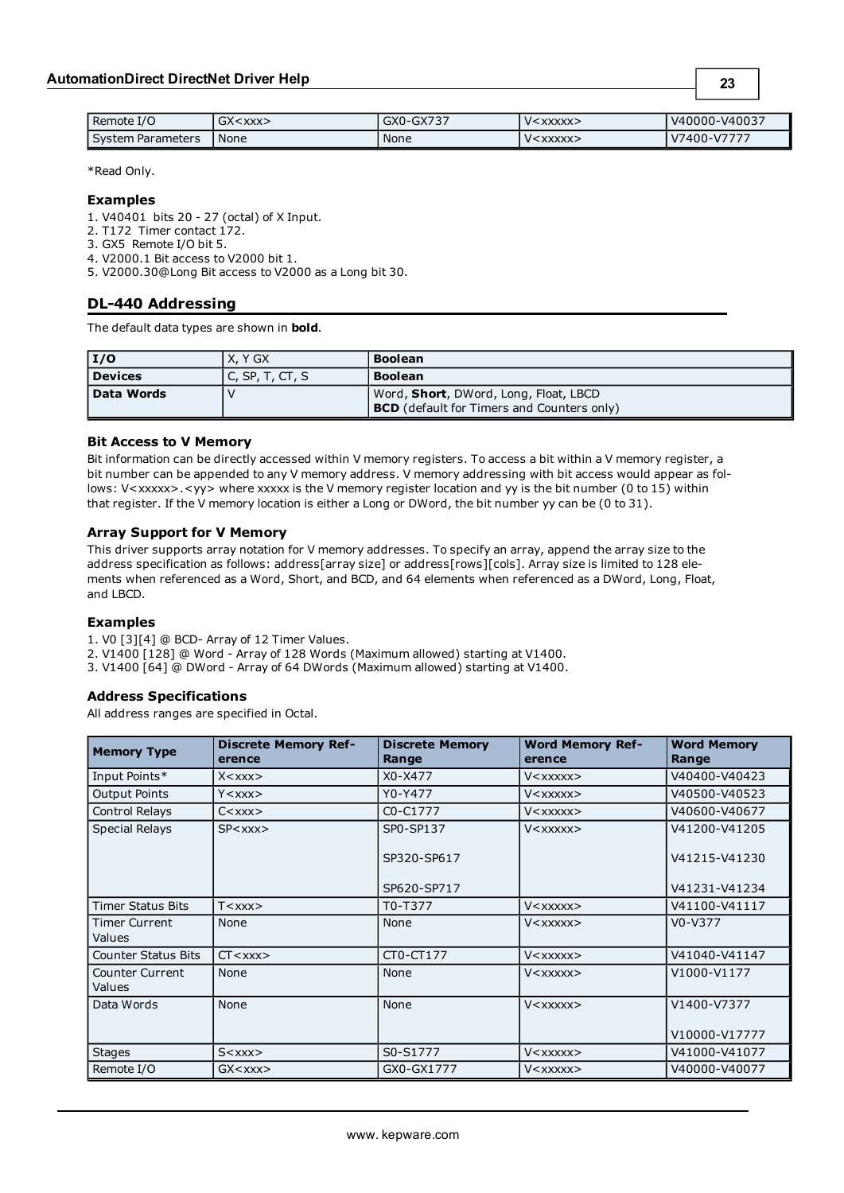| Remote I/O | GX<xxx> | GX0-GX737 | V<xxxxx> | V40000-V40037 |
|---|---|---|---|---|
| System Parameters | None | None | V<xxxxx> | V7400-V7777 |

*Read Only.

### Examples

1. V40401 bits 20 - 27 (octal) of X Input.
2. T172 Timer contact 172.
3. GX5 Remote I/O bit 5.
4. V2000.1 Bit access to V2000 bit 1.
5. V2000.30@Long Bit access to V2000 as a Long bit 30.

## DL-440 Addressing

The default data types are shown in **bold**.

| I/O | X, Y GX | Boolean |
|---|---|---|
| **Devices** | C, SP, T, CT, S | **Boolean** |
| **Data Words** | V | Word, **Short**, DWord, Long, Float, LBCD<br>**BCD** (default for Timers and Counters only) |

### Bit Access to V Memory

Bit information can be directly accessed within V memory registers. To access a bit within a V memory register, a bit number can be appended to any V memory address. V memory addressing with bit access would appear as follows: V<xxxxx>.<yy> where xxxxx is the V memory register location and yy is the bit number (0 to 15) within that register. If the V memory location is either a Long or DWord, the bit number yy can be (0 to 31).

### Array Support for V Memory

This driver supports array notation for V memory addresses. To specify an array, append the array size to the address specification as follows: address[array size] or address[rows][cols]. Array size is limited to 128 elements when referenced as a Word, Short, and BCD, and 64 elements when referenced as a DWord, Long, Float, and LBCD.

### Examples

1. V0 [3][4] @ BCD- Array of 12 Timer Values.
2. V1400 [128] @ Word - Array of 128 Words (Maximum allowed) starting at V1400.
3. V1400 [64] @ DWord - Array of 64 DWords (Maximum allowed) starting at V1400.

### Address Specifications

All address ranges are specified in Octal.

| Memory Type | Discrete Memory Reference | Discrete Memory Range | Word Memory Reference | Word Memory Range |
|---|---|---|---|---|
| Input Points* | X<xxx> | X0-X477 | V<xxxxx> | V40400-V40423 |
| Output Points | Y<xxx> | Y0-Y477 | V<xxxxx> | V40500-V40523 |
| Control Relays | C<xxx> | C0-C1777 | V<xxxxx> | V40600-V40677 |
| Special Relays | SP<xxx> | SP0-SP137<br><br>SP320-SP617<br><br>SP620-SP717 | V<xxxxx> | V41200-V41205<br><br>V41215-V41230<br><br>V41231-V41234 |
| Timer Status Bits | T<xxx> | T0-T377 | V<xxxxx> | V41100-V41117 |
| Timer Current Values | None | None | V<xxxxx> | V0-V377 |
| Counter Status Bits | CT<xxx> | CT0-CT177 | V<xxxxx> | V41040-V41147 |
| Counter Current Values | None | None | V<xxxxx> | V1000-V1177 |
| Data Words | None | None | V<xxxxx> | V1400-V7377<br><br>V10000-V17777 |
| Stages | S<xxx> | S0-S1777 | V<xxxxx> | V41000-V41077 |
| Remote I/O | GX<xxx> | GX0-GX1777 | V<xxxxx> | V40000-V40077 |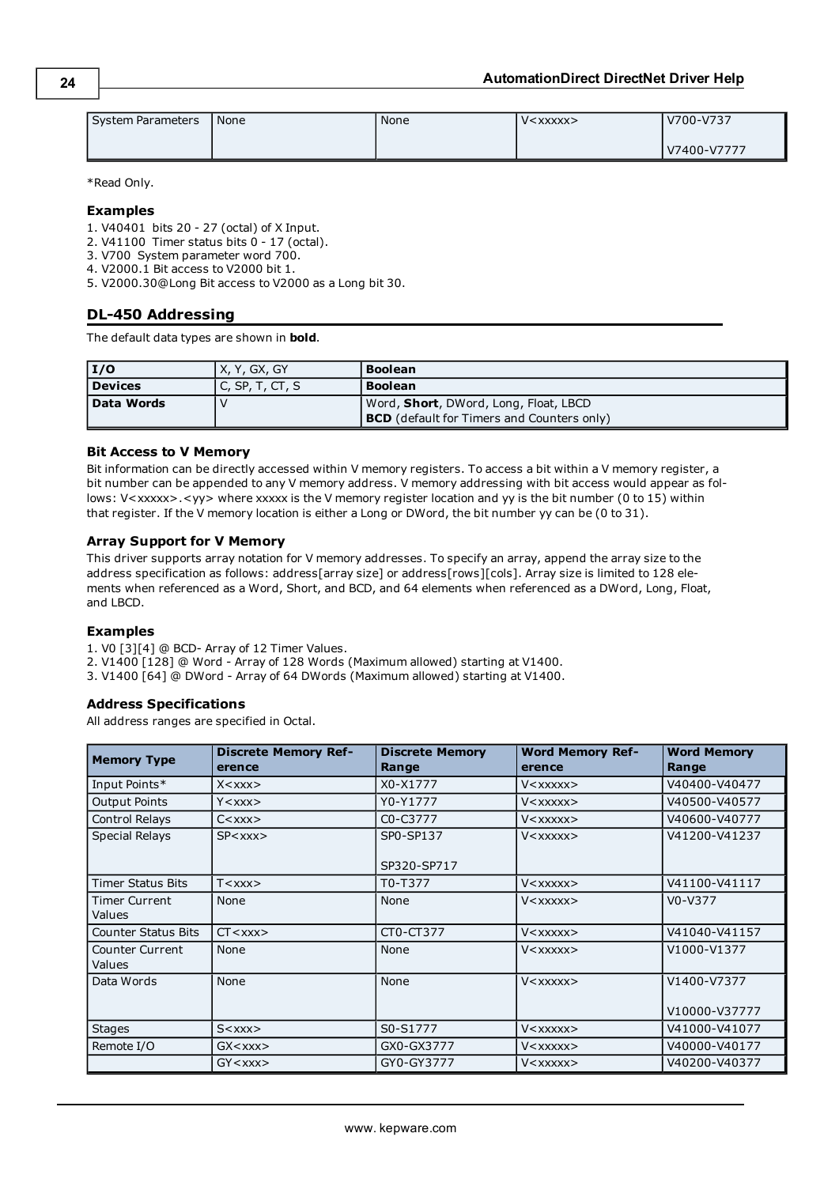| System Parameters | None | None | V<xxxxx> | V700-V737<br><br>V7400-V7777 |
|---|---|---|---|---|

*Read Only.

### Examples

1. V40401 bits 20 - 27 (octal) of X Input.
2. V41100 Timer status bits 0 - 17 (octal).
3. V700 System parameter word 700.
4. V2000.1 Bit access to V2000 bit 1.
5. V2000.30@Long Bit access to V2000 as a Long bit 30.

## DL-450 Addressing

The default data types are shown in **bold**.

| **I/O** | X, Y, GX, GY | **Boolean** |
|---|---|---|
| **Devices** | C, SP, T, CT, S | **Boolean** |
| **Data Words** | V | Word, **Short**, DWord, Long, Float, LBCD<br>**BCD** (default for Timers and Counters only) |

### Bit Access to V Memory

Bit information can be directly accessed within V memory registers. To access a bit within a V memory register, a bit number can be appended to any V memory address. V memory addressing with bit access would appear as follows: V<xxxxx>.<yy> where xxxxx is the V memory register location and yy is the bit number (0 to 15) within that register. If the V memory location is either a Long or DWord, the bit number yy can be (0 to 31).

### Array Support for V Memory

This driver supports array notation for V memory addresses. To specify an array, append the array size to the address specification as follows: address[array size] or address[rows][cols]. Array size is limited to 128 elements when referenced as a Word, Short, and BCD, and 64 elements when referenced as a DWord, Long, Float, and LBCD.

### Examples

1. V0 [3][4] @ BCD- Array of 12 Timer Values.
2. V1400 [128] @ Word - Array of 128 Words (Maximum allowed) starting at V1400.
3. V1400 [64] @ DWord - Array of 64 DWords (Maximum allowed) starting at V1400.

### Address Specifications

All address ranges are specified in Octal.

| Memory Type | Discrete Memory Reference | Discrete Memory Range | Word Memory Reference | Word Memory Range |
|---|---|---|---|---|
| Input Points* | X<xxx> | X0-X1777 | V<xxxxx> | V40400-V40477 |
| Output Points | Y<xxx> | Y0-Y1777 | V<xxxxx> | V40500-V40577 |
| Control Relays | C<xxx> | C0-C3777 | V<xxxxx> | V40600-V40777 |
| Special Relays | SP<xxx> | SP0-SP137<br><br>SP320-SP717 | V<xxxxx> | V41200-V41237 |
| Timer Status Bits | T<xxx> | T0-T377 | V<xxxxx> | V41100-V41117 |
| Timer Current Values | None | None | V<xxxxx> | V0-V377 |
| Counter Status Bits | CT<xxx> | CT0-CT377 | V<xxxxx> | V41040-V41157 |
| Counter Current Values | None | None | V<xxxxx> | V1000-V1377 |
| Data Words | None | None | V<xxxxx> | V1400-V7377<br><br>V10000-V37777 |
| Stages | S<xxx> | S0-S1777 | V<xxxxx> | V41000-V41077 |
| Remote I/O | GX<xxx> | GX0-GX3777 | V<xxxxx> | V40000-V40177 |
| | GY<xxx> | GY0-GY3777 | V<xxxxx> | V40200-V40377 |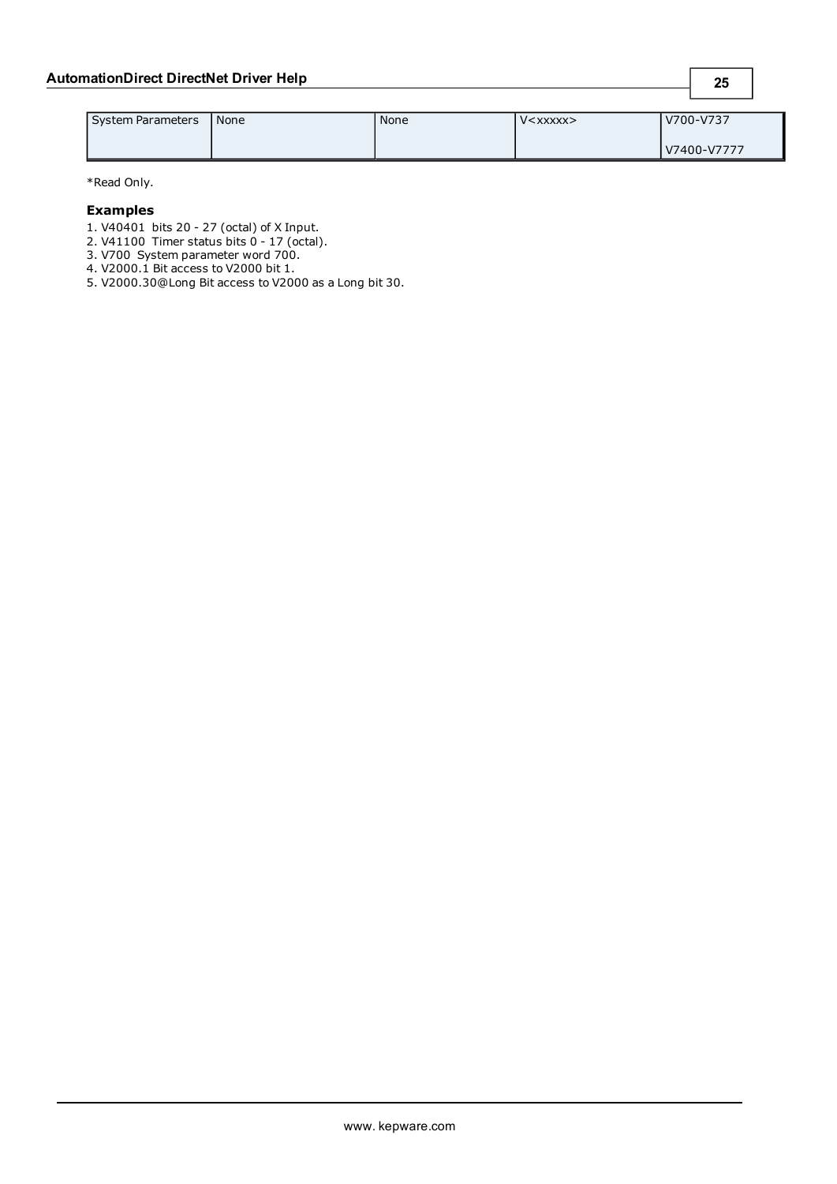| System Parameters | None | None | V<xxxxx> | V700-V737<br><br>V7400-V7777 |
|---|---|---|---|---|

*Read Only.

**Examples**

1. V40401 bits 20 - 27 (octal) of X Input.
2. V41100 Timer status bits 0 - 17 (octal).
3. V700 System parameter word 700.
4. V2000.1 Bit access to V2000 bit 1.
5. V2000.30@Long Bit access to V2000 as a Long bit 30.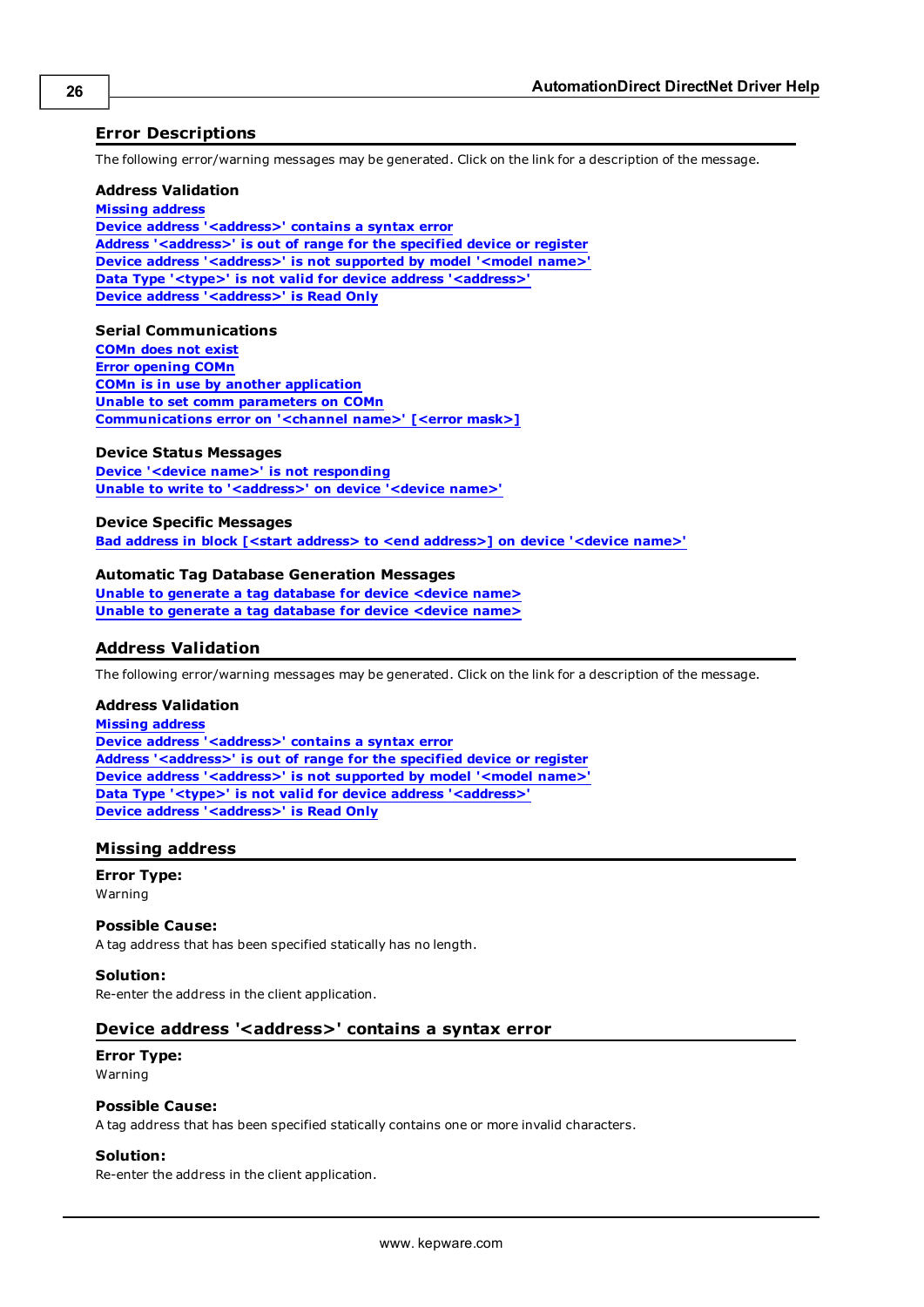# Error Descriptions

The following error/warning messages may be generated. Click on the link for a description of the message.

### Address Validation

Missing address
Device address '<address>' contains a syntax error
Address '<address>' is out of range for the specified device or register
Device address '<address>' is not supported by model '<model name>'
Data Type '<type>' is not valid for device address '<address>'
Device address '<address>' is Read Only

### Serial Communications

COMn does not exist
Error opening COMn
COMn is in use by another application
Unable to set comm parameters on COMn
Communications error on '<channel name>' [<error mask>]

### Device Status Messages

Device '<device name>' is not responding
Unable to write to '<address>' on device '<device name>'

### Device Specific Messages

Bad address in block [<start address> to <end address>] on device '<device name>'

### Automatic Tag Database Generation Messages

Unable to generate a tag database for device <device name>
Unable to generate a tag database for device <device name>

# Address Validation

The following error/warning messages may be generated. Click on the link for a description of the message.

### Address Validation

Missing address
Device address '<address>' contains a syntax error
Address '<address>' is out of range for the specified device or register
Device address '<address>' is not supported by model '<model name>'
Data Type '<type>' is not valid for device address '<address>'
Device address '<address>' is Read Only

# Missing address

**Error Type:**
Warning

**Possible Cause:**
A tag address that has been specified statically has no length.

**Solution:**
Re-enter the address in the client application.

# Device address '<address>' contains a syntax error

**Error Type:**
Warning

**Possible Cause:**
A tag address that has been specified statically contains one or more invalid characters.

**Solution:**
Re-enter the address in the client application.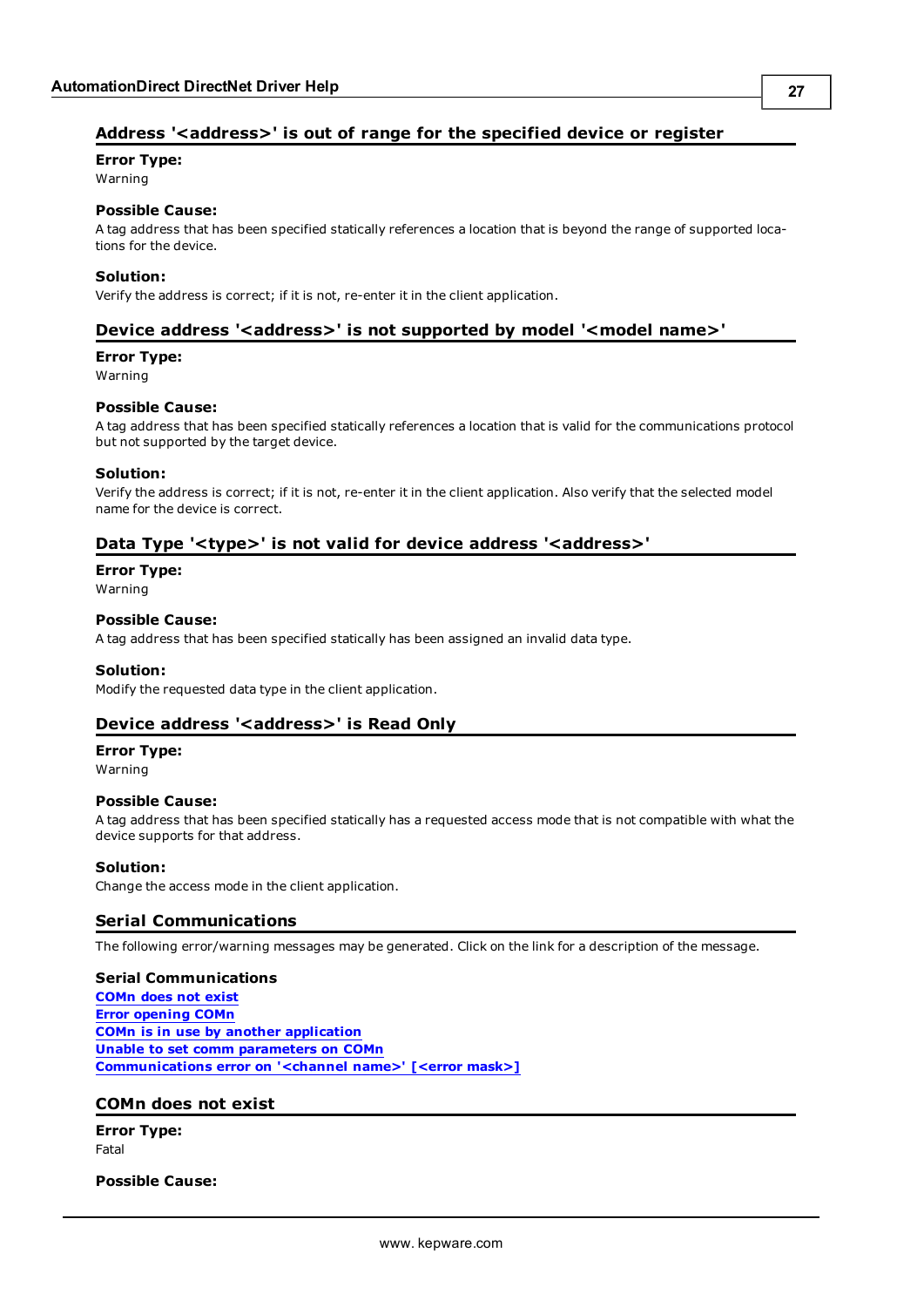## Address '<address>' is out of range for the specified device or register

**Error Type:**
Warning

**Possible Cause:**
A tag address that has been specified statically references a location that is beyond the range of supported locations for the device.

**Solution:**
Verify the address is correct; if it is not, re-enter it in the client application.

## Device address '<address>' is not supported by model '<model name>'

**Error Type:**
Warning

**Possible Cause:**
A tag address that has been specified statically references a location that is valid for the communications protocol but not supported by the target device.

**Solution:**
Verify the address is correct; if it is not, re-enter it in the client application. Also verify that the selected model name for the device is correct.

## Data Type '<type>' is not valid for device address '<address>'

**Error Type:**
Warning

**Possible Cause:**
A tag address that has been specified statically has been assigned an invalid data type.

**Solution:**
Modify the requested data type in the client application.

## Device address '<address>' is Read Only

**Error Type:**
Warning

**Possible Cause:**
A tag address that has been specified statically has a requested access mode that is not compatible with what the device supports for that address.

**Solution:**
Change the access mode in the client application.

## Serial Communications

The following error/warning messages may be generated. Click on the link for a description of the message.

**Serial Communications**
COMn does not exist
Error opening COMn
COMn is in use by another application
Unable to set comm parameters on COMn
Communications error on '<channel name>' [<error mask>]

## COMn does not exist

**Error Type:**
Fatal

**Possible Cause:**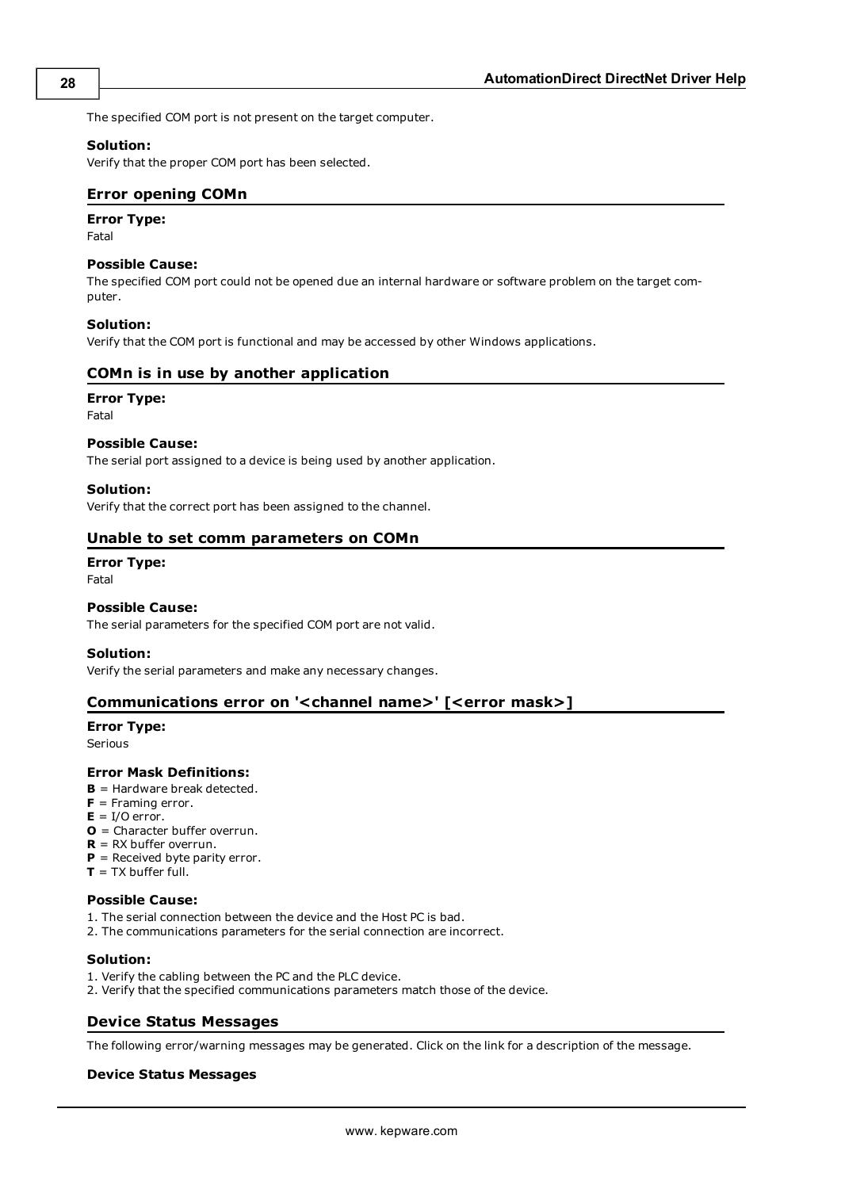The specified COM port is not present on the target computer.

#### Solution:

Verify that the proper COM port has been selected.

### Error opening COMn

#### Error Type:

Fatal

#### Possible Cause:

The specified COM port could not be opened due an internal hardware or software problem on the target computer.

#### Solution:

Verify that the COM port is functional and may be accessed by other Windows applications.

### COMn is in use by another application

#### Error Type:

Fatal

#### Possible Cause:

The serial port assigned to a device is being used by another application.

#### Solution:

Verify that the correct port has been assigned to the channel.

### Unable to set comm parameters on COMn

#### Error Type:

Fatal

#### Possible Cause:

The serial parameters for the specified COM port are not valid.

#### Solution:

Verify the serial parameters and make any necessary changes.

### Communications error on '<channel name>' [<error mask>]

#### Error Type:

Serious

#### Error Mask Definitions:

**B** = Hardware break detected.
**F** = Framing error.
**E** = I/O error.
**O** = Character buffer overrun.
**R** = RX buffer overrun.
**P** = Received byte parity error.
**T** = TX buffer full.

#### Possible Cause:

1. The serial connection between the device and the Host PC is bad.
2. The communications parameters for the serial connection are incorrect.

#### Solution:

1. Verify the cabling between the PC and the PLC device.
2. Verify that the specified communications parameters match those of the device.

### Device Status Messages

The following error/warning messages may be generated. Click on the link for a description of the message.

#### Device Status Messages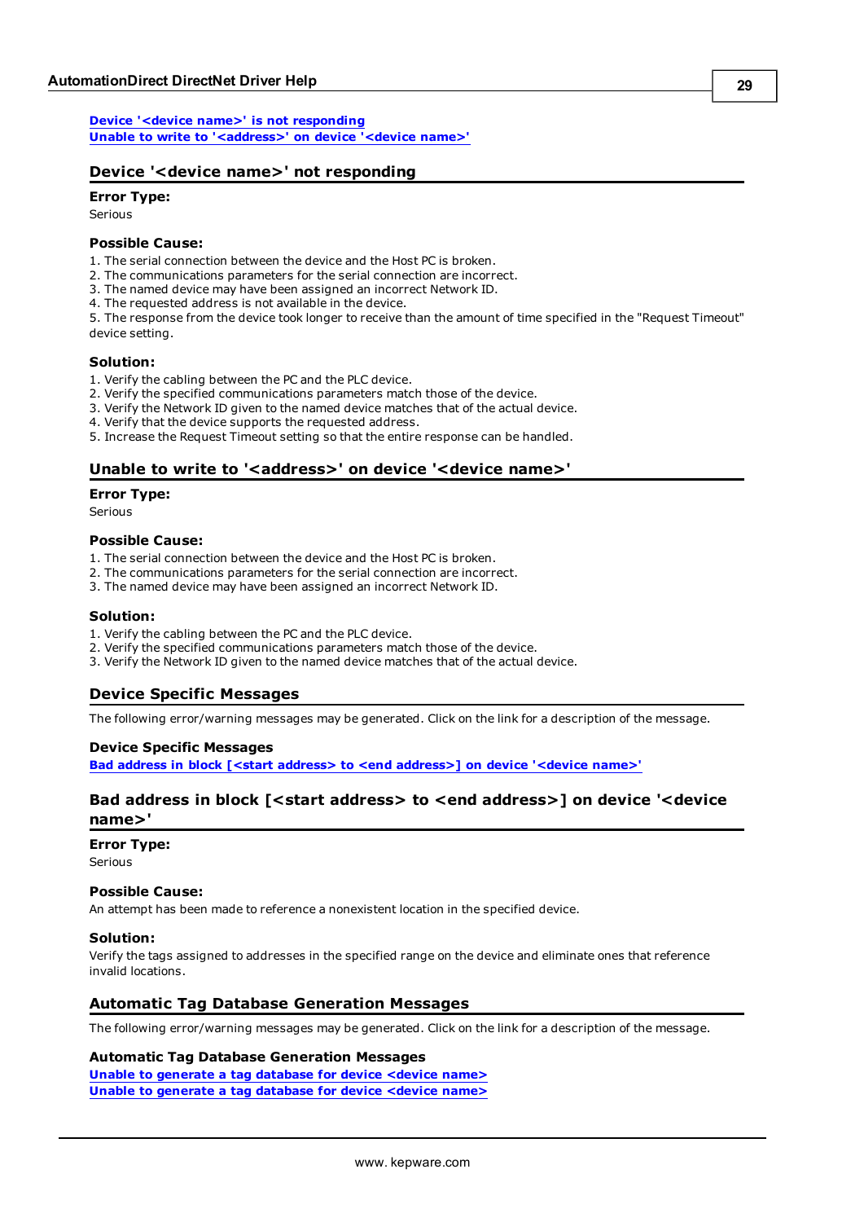[Device '<device name>' is not responding](#)
[Unable to write to '<address>' on device '<device name>'](#)

## Device '<device name>' not responding

**Error Type:**
Serious

**Possible Cause:**
1. The serial connection between the device and the Host PC is broken.
2. The communications parameters for the serial connection are incorrect.
3. The named device may have been assigned an incorrect Network ID.
4. The requested address is not available in the device.
5. The response from the device took longer to receive than the amount of time specified in the "Request Timeout" device setting.

**Solution:**
1. Verify the cabling between the PC and the PLC device.
2. Verify the specified communications parameters match those of the device.
3. Verify the Network ID given to the named device matches that of the actual device.
4. Verify that the device supports the requested address.
5. Increase the Request Timeout setting so that the entire response can be handled.

## Unable to write to '<address>' on device '<device name>'

**Error Type:**
Serious

**Possible Cause:**
1. The serial connection between the device and the Host PC is broken.
2. The communications parameters for the serial connection are incorrect.
3. The named device may have been assigned an incorrect Network ID.

**Solution:**
1. Verify the cabling between the PC and the PLC device.
2. Verify the specified communications parameters match those of the device.
3. Verify the Network ID given to the named device matches that of the actual device.

## Device Specific Messages

The following error/warning messages may be generated. Click on the link for a description of the message.

**Device Specific Messages**
[Bad address in block [<start address> to <end address>] on device '<device name>'](#)

## Bad address in block [<start address> to <end address>] on device '<device name>'

**Error Type:**
Serious

**Possible Cause:**
An attempt has been made to reference a nonexistent location in the specified device.

**Solution:**
Verify the tags assigned to addresses in the specified range on the device and eliminate ones that reference invalid locations.

## Automatic Tag Database Generation Messages

The following error/warning messages may be generated. Click on the link for a description of the message.

**Automatic Tag Database Generation Messages**
[Unable to generate a tag database for device <device name>](#)
[Unable to generate a tag database for device <device name>](#)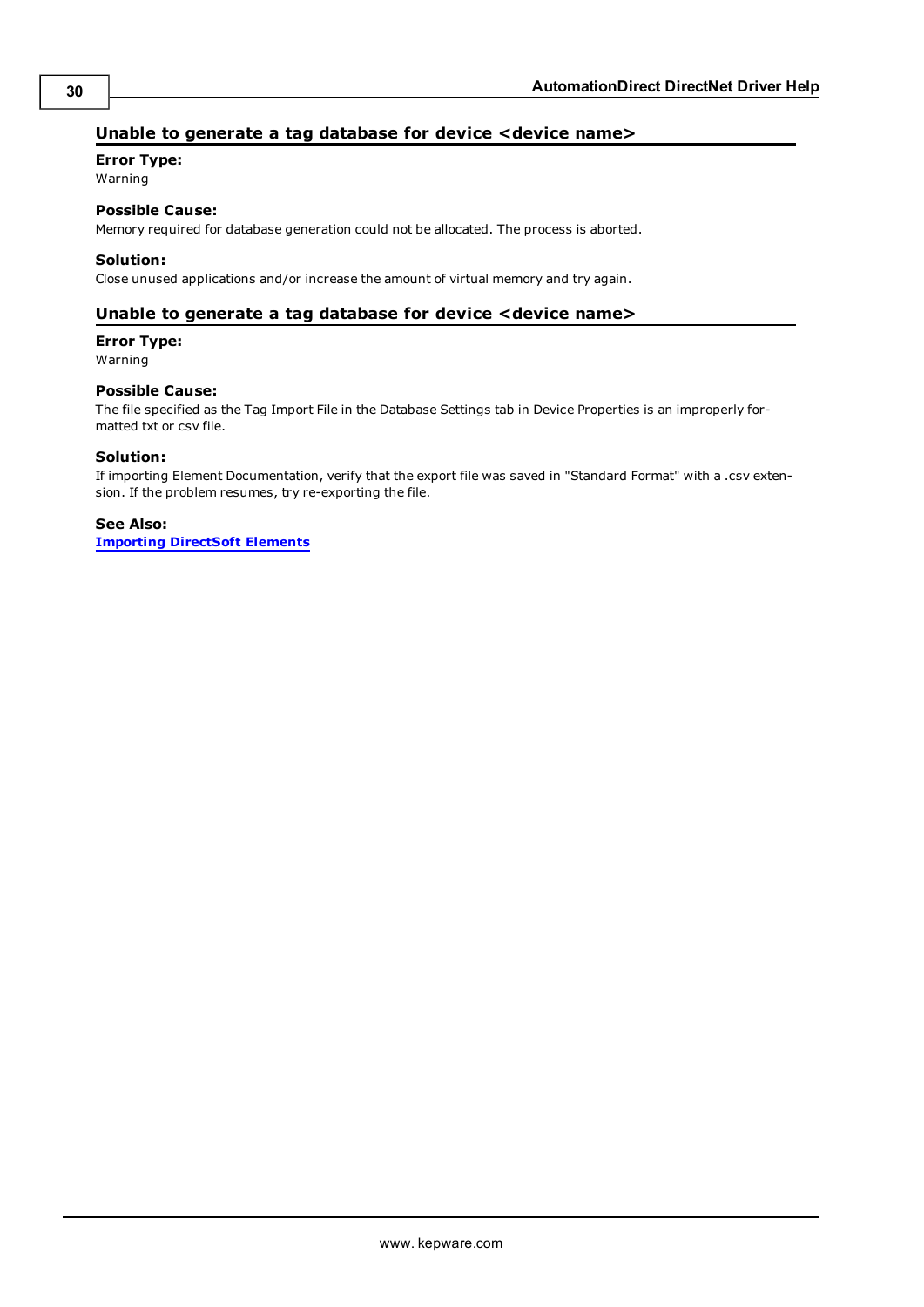## Unable to generate a tag database for device <device name>

**Error Type:**
Warning

**Possible Cause:**
Memory required for database generation could not be allocated. The process is aborted.

**Solution:**
Close unused applications and/or increase the amount of virtual memory and try again.

## Unable to generate a tag database for device <device name>

**Error Type:**
Warning

**Possible Cause:**
The file specified as the Tag Import File in the Database Settings tab in Device Properties is an improperly formatted txt or csv file.

**Solution:**
If importing Element Documentation, verify that the export file was saved in "Standard Format" with a .csv extension. If the problem resumes, try re-exporting the file.

**See Also:**
**Importing DirectSoft Elements**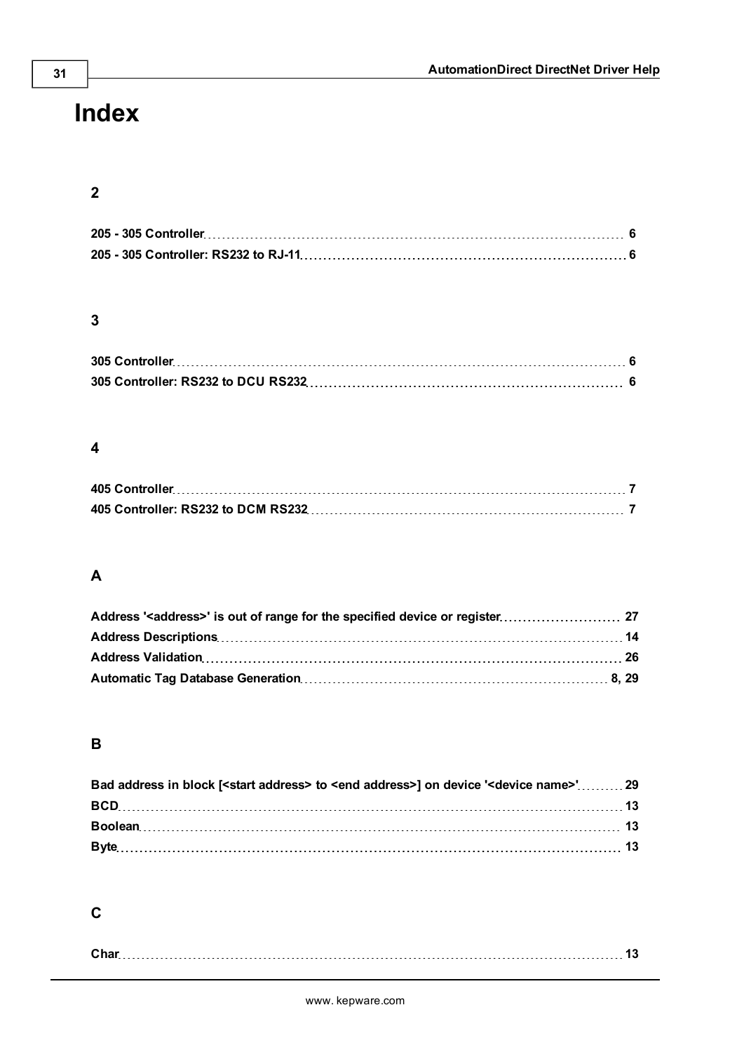# Index

## 2

205 - 305 Controller 6
205 - 305 Controller: RS232 to RJ-11 6

## 3

305 Controller 6
305 Controller: RS232 to DCU RS232 6

## 4

405 Controller 7
405 Controller: RS232 to DCM RS232 7

## A

Address '<address>' is out of range for the specified device or register 27
Address Descriptions 14
Address Validation 26
Automatic Tag Database Generation 8, 29

## B

Bad address in block [<start address> to <end address>] on device '<device name>' 29
BCD 13
Boolean 13
Byte 13

## C

Char 13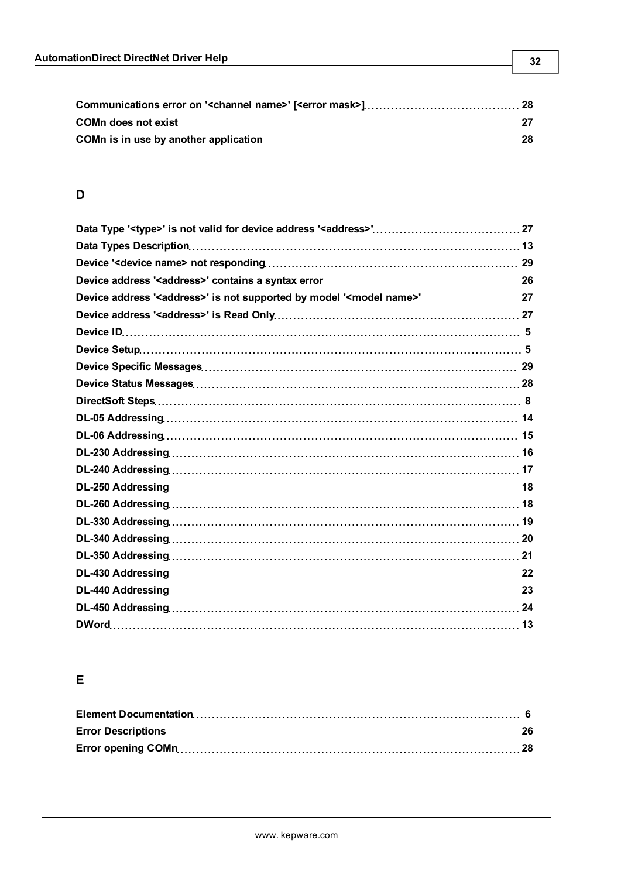Communications error on '<channel name>' [<error mask>] 28
COMn does not exist 27
COMn is in use by another application 28

## D

Data Type '<type>' is not valid for device address '<address>' 27
Data Types Description 13
Device '<device name> not responding 29
Device address '<address>' contains a syntax error 26
Device address '<address>' is not supported by model '<model name>' 27
Device address '<address>' is Read Only 27
Device ID 5
Device Setup 5
Device Specific Messages 29
Device Status Messages 28
DirectSoft Steps 8
DL-05 Addressing 14
DL-06 Addressing 15
DL-230 Addressing 16
DL-240 Addressing 17
DL-250 Addressing 18
DL-260 Addressing 18
DL-330 Addressing 19
DL-340 Addressing 20
DL-350 Addressing 21
DL-430 Addressing 22
DL-440 Addressing 23
DL-450 Addressing 24
DWord 13

## E

Element Documentation 6
Error Descriptions 26
Error opening COMn 28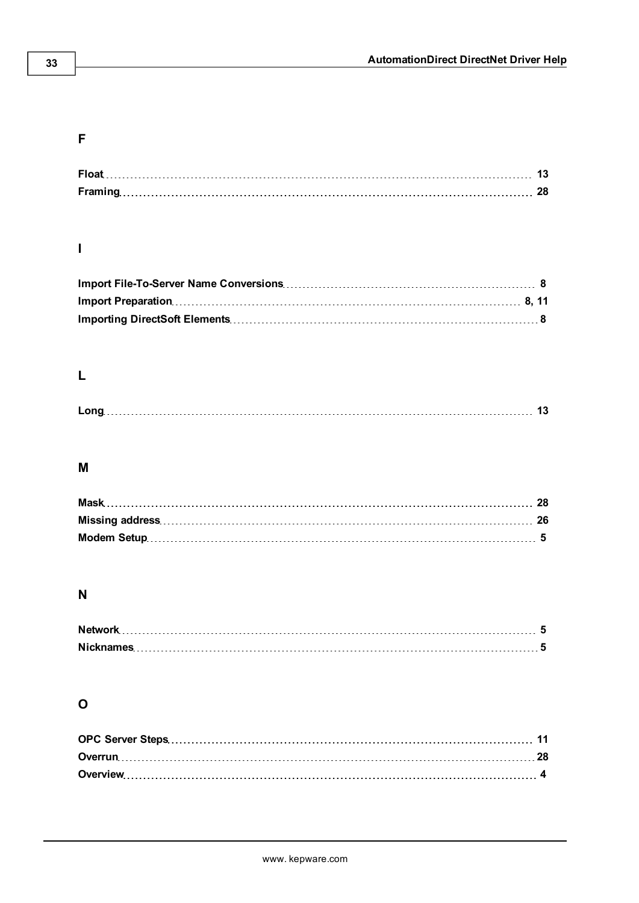## F

**Float** 13
**Framing** 28

## I

**Import File-To-Server Name Conversions** 8
**Import Preparation** 8, 11
**Importing DirectSoft Elements** 8

## L

**Long** 13

## M

**Mask** 28
**Missing address** 26
**Modem Setup** 5

## N

**Network** 5
**Nicknames** 5

## O

**OPC Server Steps** 11
**Overrun** 28
**Overview** 4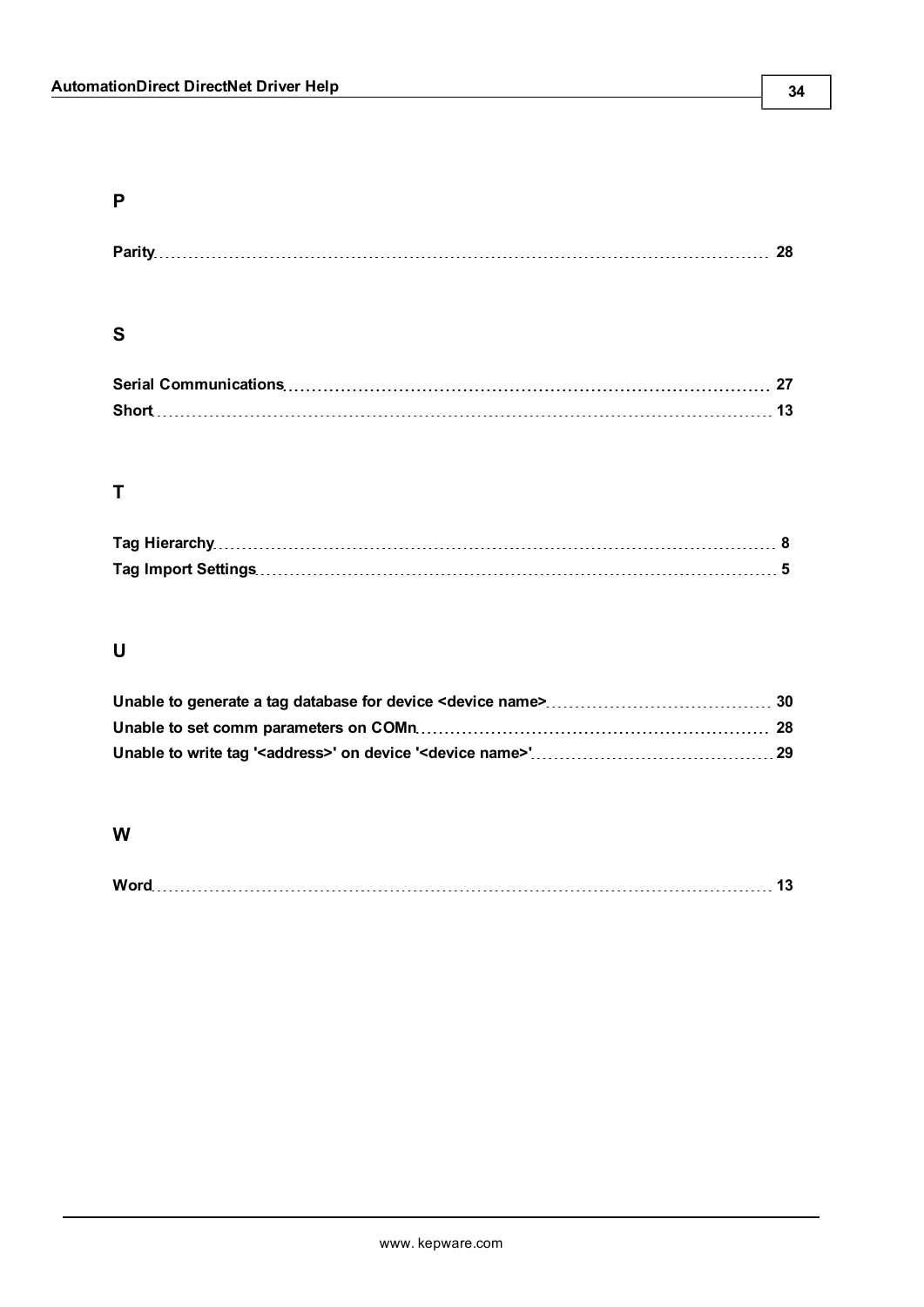## P

**Parity** 28

## S

**Serial Communications** 27
**Short** 13

## T

**Tag Hierarchy** 8
**Tag Import Settings** 5

## U

**Unable to generate a tag database for device <device name>** 30
**Unable to set comm parameters on COMn** 28
**Unable to write tag '<address>' on device '<device name>'** 29

## W

**Word** 13